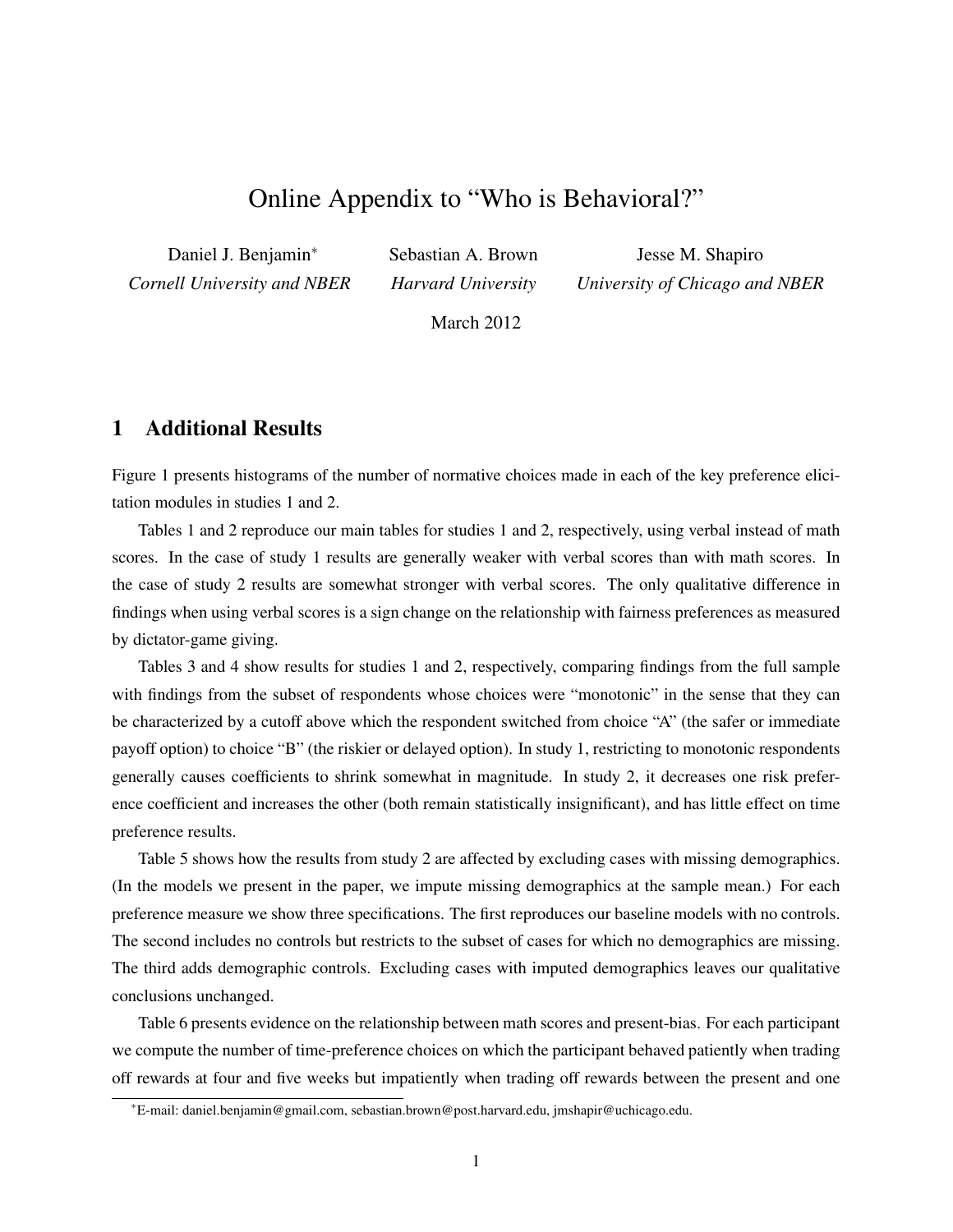# Online Appendix to "Who is Behavioral?"

Daniel J. Benjamin[*]
*Cornell University and NBER*

Sebastian A. Brown
*Harvard University*

Jesse M. Shapiro
*University of Chicago and NBER*

March 2012

## 1 Additional Results

Figure 1 presents histograms of the number of normative choices made in each of the key preference elicitation modules in studies 1 and 2.

Tables 1 and 2 reproduce our main tables for studies 1 and 2, respectively, using verbal instead of math scores. In the case of study 1 results are generally weaker with verbal scores than with math scores. In the case of study 2 results are somewhat stronger with verbal scores. The only qualitative difference in findings when using verbal scores is a sign change on the relationship with fairness preferences as measured by dictator-game giving.

Tables 3 and 4 show results for studies 1 and 2, respectively, comparing findings from the full sample with findings from the subset of respondents whose choices were "monotonic" in the sense that they can be characterized by a cutoff above which the respondent switched from choice "A" (the safer or immediate payoff option) to choice "B" (the riskier or delayed option). In study 1, restricting to monotonic respondents generally causes coefficients to shrink somewhat in magnitude. In study 2, it decreases one risk preference coefficient and increases the other (both remain statistically insignificant), and has little effect on time preference results.

Table 5 shows how the results from study 2 are affected by excluding cases with missing demographics. (In the models we present in the paper, we impute missing demographics at the sample mean.) For each preference measure we show three specifications. The first reproduces our baseline models with no controls. The second includes no controls but restricts to the subset of cases for which no demographics are missing. The third adds demographic controls. Excluding cases with imputed demographics leaves our qualitative conclusions unchanged.

Table 6 presents evidence on the relationship between math scores and present-bias. For each participant we compute the number of time-preference choices on which the participant behaved patiently when trading off rewards at four and five weeks but impatiently when trading off rewards between the present and one

[*] E-mail: daniel.benjamin@gmail.com, sebastian.brown@post.harvard.edu, jmshapir@uchicago.edu.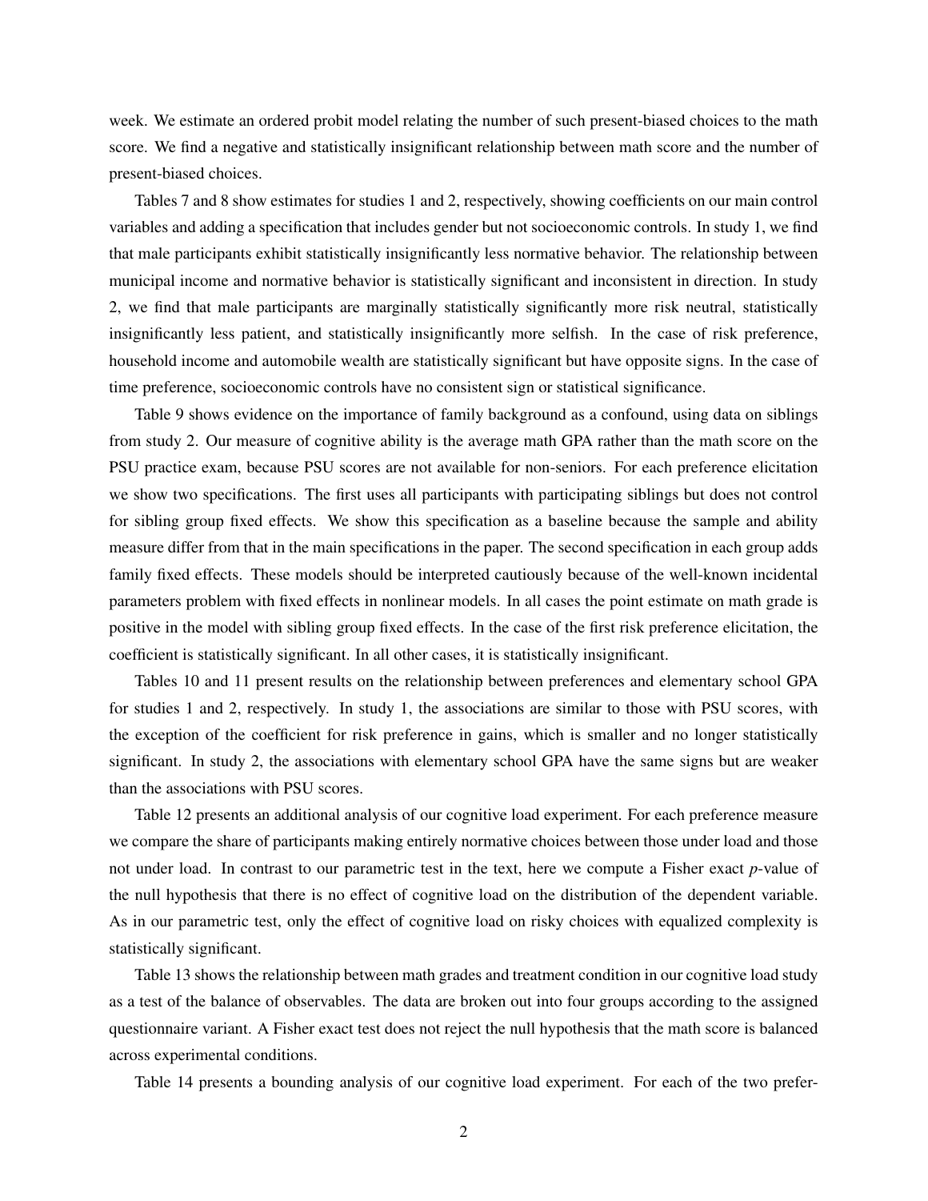week. We estimate an ordered probit model relating the number of such present-biased choices to the math score. We find a negative and statistically insignificant relationship between math score and the number of present-biased choices.

Tables 7 and 8 show estimates for studies 1 and 2, respectively, showing coefficients on our main control variables and adding a specification that includes gender but not socioeconomic controls. In study 1, we find that male participants exhibit statistically insignificantly less normative behavior. The relationship between municipal income and normative behavior is statistically significant and inconsistent in direction. In study 2, we find that male participants are marginally statistically significantly more risk neutral, statistically insignificantly less patient, and statistically insignificantly more selfish. In the case of risk preference, household income and automobile wealth are statistically significant but have opposite signs. In the case of time preference, socioeconomic controls have no consistent sign or statistical significance.

Table 9 shows evidence on the importance of family background as a confound, using data on siblings from study 2. Our measure of cognitive ability is the average math GPA rather than the math score on the PSU practice exam, because PSU scores are not available for non-seniors. For each preference elicitation we show two specifications. The first uses all participants with participating siblings but does not control for sibling group fixed effects. We show this specification as a baseline because the sample and ability measure differ from that in the main specifications in the paper. The second specification in each group adds family fixed effects. These models should be interpreted cautiously because of the well-known incidental parameters problem with fixed effects in nonlinear models. In all cases the point estimate on math grade is positive in the model with sibling group fixed effects. In the case of the first risk preference elicitation, the coefficient is statistically significant. In all other cases, it is statistically insignificant.

Tables 10 and 11 present results on the relationship between preferences and elementary school GPA for studies 1 and 2, respectively. In study 1, the associations are similar to those with PSU scores, with the exception of the coefficient for risk preference in gains, which is smaller and no longer statistically significant. In study 2, the associations with elementary school GPA have the same signs but are weaker than the associations with PSU scores.

Table 12 presents an additional analysis of our cognitive load experiment. For each preference measure we compare the share of participants making entirely normative choices between those under load and those not under load. In contrast to our parametric test in the text, here we compute a Fisher exact *p*-value of the null hypothesis that there is no effect of cognitive load on the distribution of the dependent variable. As in our parametric test, only the effect of cognitive load on risky choices with equalized complexity is statistically significant.

Table 13 shows the relationship between math grades and treatment condition in our cognitive load study as a test of the balance of observables. The data are broken out into four groups according to the assigned questionnaire variant. A Fisher exact test does not reject the null hypothesis that the math score is balanced across experimental conditions.

Table 14 presents a bounding analysis of our cognitive load experiment. For each of the two prefer-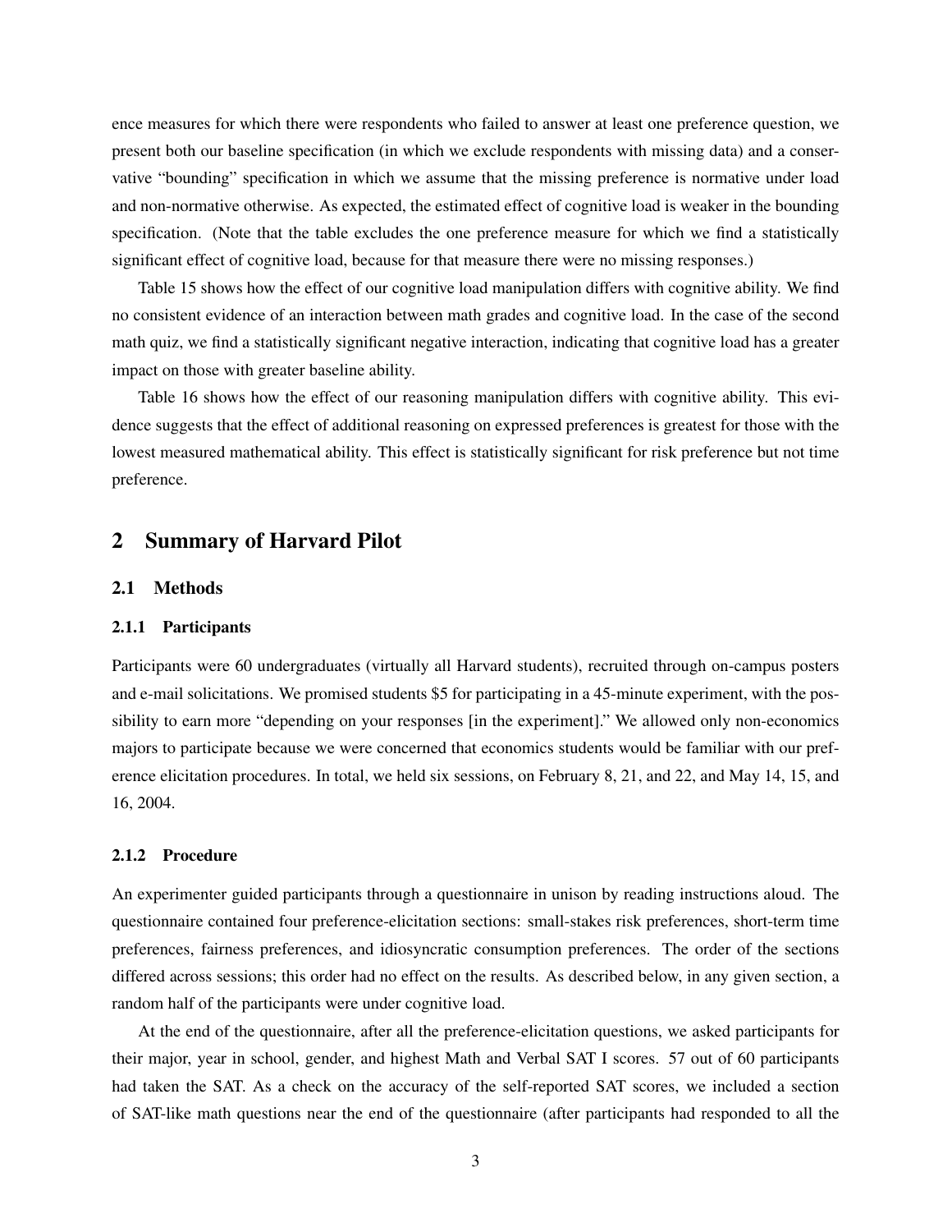ence measures for which there were respondents who failed to answer at least one preference question, we present both our baseline specification (in which we exclude respondents with missing data) and a conservative "bounding" specification in which we assume that the missing preference is normative under load and non-normative otherwise. As expected, the estimated effect of cognitive load is weaker in the bounding specification. (Note that the table excludes the one preference measure for which we find a statistically significant effect of cognitive load, because for that measure there were no missing responses.)

Table 15 shows how the effect of our cognitive load manipulation differs with cognitive ability. We find no consistent evidence of an interaction between math grades and cognitive load. In the case of the second math quiz, we find a statistically significant negative interaction, indicating that cognitive load has a greater impact on those with greater baseline ability.

Table 16 shows how the effect of our reasoning manipulation differs with cognitive ability. This evidence suggests that the effect of additional reasoning on expressed preferences is greatest for those with the lowest measured mathematical ability. This effect is statistically significant for risk preference but not time preference.

## 2 Summary of Harvard Pilot

### 2.1 Methods

#### 2.1.1 Participants

Participants were 60 undergraduates (virtually all Harvard students), recruited through on-campus posters and e-mail solicitations. We promised students $5 for participating in a 45-minute experiment, with the possibility to earn more "depending on your responses [in the experiment]." We allowed only non-economics majors to participate because we were concerned that economics students would be familiar with our preference elicitation procedures. In total, we held six sessions, on February 8, 21, and 22, and May 14, 15, and 16, 2004.

#### 2.1.2 Procedure

An experimenter guided participants through a questionnaire in unison by reading instructions aloud. The questionnaire contained four preference-elicitation sections: small-stakes risk preferences, short-term time preferences, fairness preferences, and idiosyncratic consumption preferences. The order of the sections differed across sessions; this order had no effect on the results. As described below, in any given section, a random half of the participants were under cognitive load.

At the end of the questionnaire, after all the preference-elicitation questions, we asked participants for their major, year in school, gender, and highest Math and Verbal SAT I scores. 57 out of 60 participants had taken the SAT. As a check on the accuracy of the self-reported SAT scores, we included a section of SAT-like math questions near the end of the questionnaire (after participants had responded to all the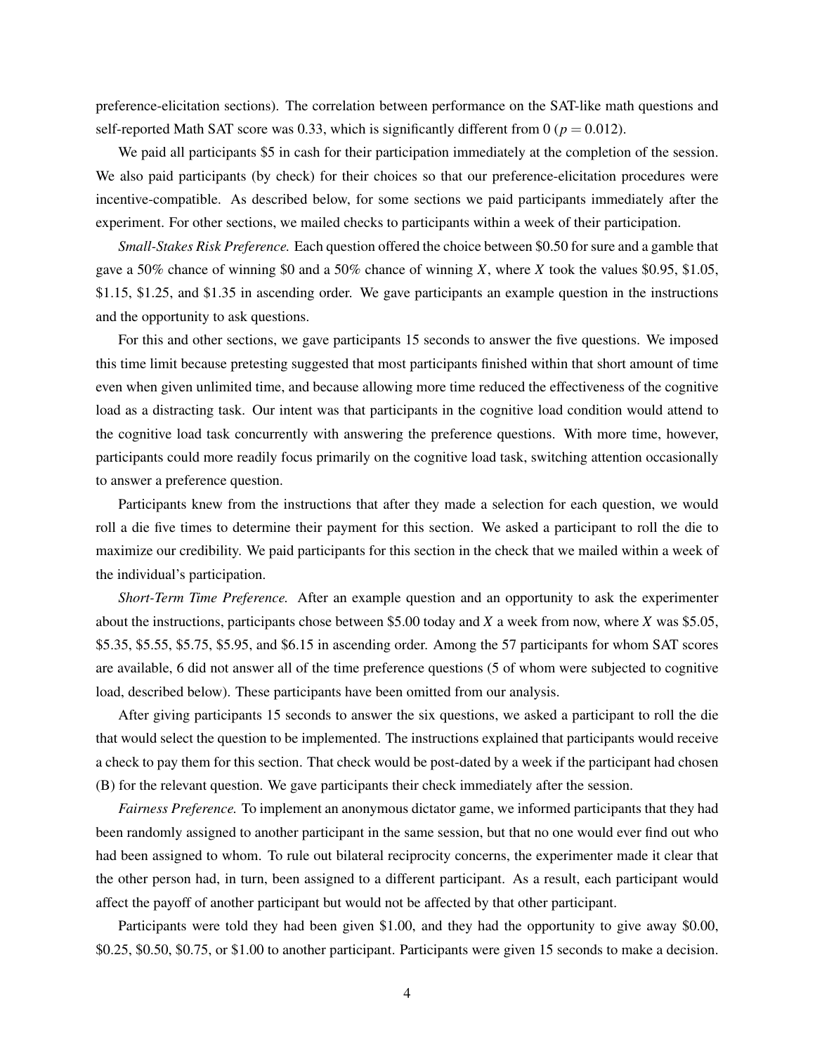preference-elicitation sections). The correlation between performance on the SAT-like math questions and self-reported Math SAT score was 0.33, which is significantly different from 0 ($p = 0.012$).

We paid all participants $5 in cash for their participation immediately at the completion of the session. We also paid participants (by check) for their choices so that our preference-elicitation procedures were incentive-compatible. As described below, for some sections we paid participants immediately after the experiment. For other sections, we mailed checks to participants within a week of their participation.

*Small-Stakes Risk Preference.* Each question offered the choice between $0.50 for sure and a gamble that gave a 50% chance of winning $0 and a 50% chance of winning $X$, where $X$ took the values $0.95, $1.05, $1.15, $1.25, and $1.35 in ascending order. We gave participants an example question in the instructions and the opportunity to ask questions.

For this and other sections, we gave participants 15 seconds to answer the five questions. We imposed this time limit because pretesting suggested that most participants finished within that short amount of time even when given unlimited time, and because allowing more time reduced the effectiveness of the cognitive load as a distracting task. Our intent was that participants in the cognitive load condition would attend to the cognitive load task concurrently with answering the preference questions. With more time, however, participants could more readily focus primarily on the cognitive load task, switching attention occasionally to answer a preference question.

Participants knew from the instructions that after they made a selection for each question, we would roll a die five times to determine their payment for this section. We asked a participant to roll the die to maximize our credibility. We paid participants for this section in the check that we mailed within a week of the individual's participation.

*Short-Term Time Preference.* After an example question and an opportunity to ask the experimenter about the instructions, participants chose between $5.00 today and $X$ a week from now, where $X$ was $5.05, $5.35, $5.55, $5.75, $5.95, and $6.15 in ascending order. Among the 57 participants for whom SAT scores are available, 6 did not answer all of the time preference questions (5 of whom were subjected to cognitive load, described below). These participants have been omitted from our analysis.

After giving participants 15 seconds to answer the six questions, we asked a participant to roll the die that would select the question to be implemented. The instructions explained that participants would receive a check to pay them for this section. That check would be post-dated by a week if the participant had chosen (B) for the relevant question. We gave participants their check immediately after the session.

*Fairness Preference.* To implement an anonymous dictator game, we informed participants that they had been randomly assigned to another participant in the same session, but that no one would ever find out who had been assigned to whom. To rule out bilateral reciprocity concerns, the experimenter made it clear that the other person had, in turn, been assigned to a different participant. As a result, each participant would affect the payoff of another participant but would not be affected by that other participant.

Participants were told they had been given $1.00, and they had the opportunity to give away $0.00, $0.25, $0.50, $0.75, or $1.00 to another participant. Participants were given 15 seconds to make a decision.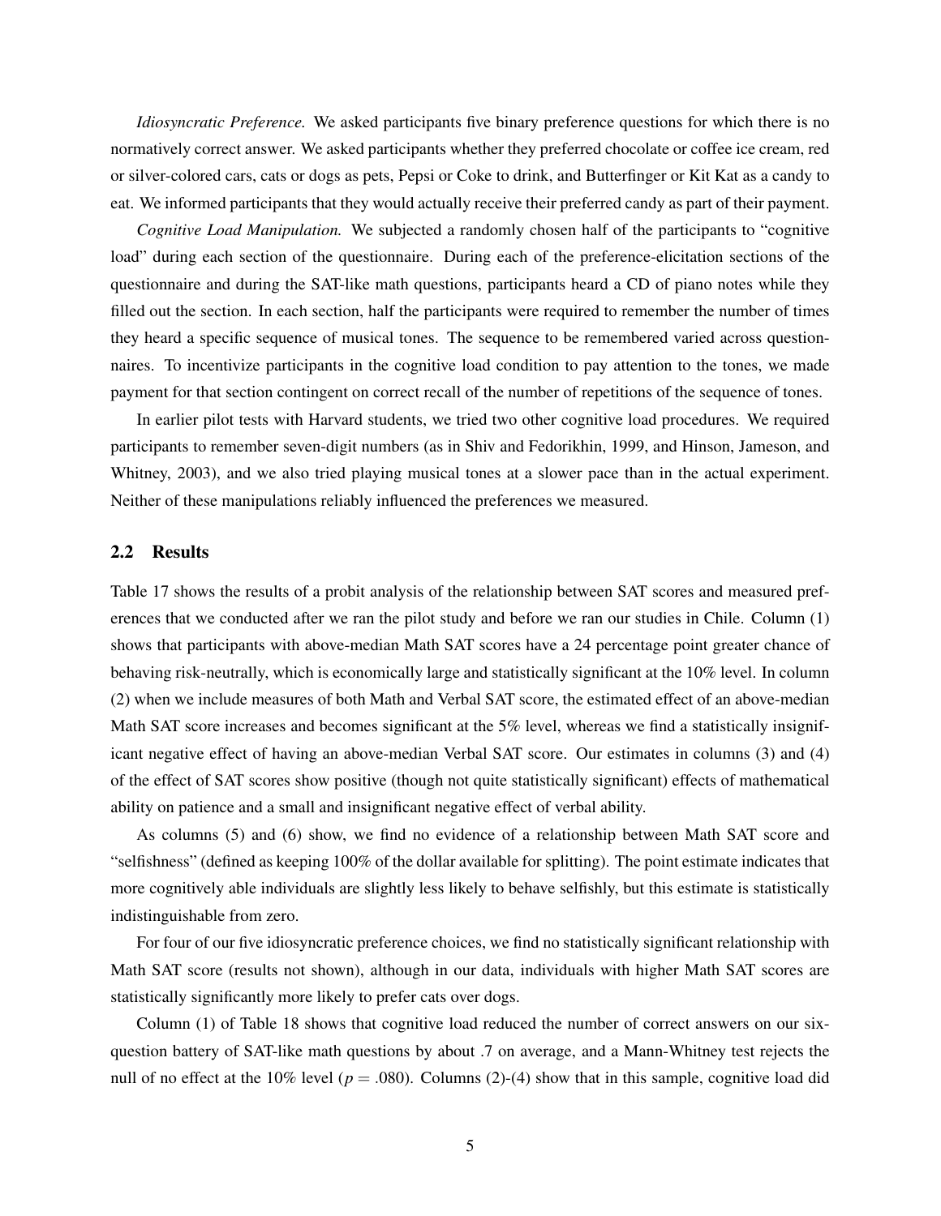*Idiosyncratic Preference.* We asked participants five binary preference questions for which there is no normatively correct answer. We asked participants whether they preferred chocolate or coffee ice cream, red or silver-colored cars, cats or dogs as pets, Pepsi or Coke to drink, and Butterfinger or Kit Kat as a candy to eat. We informed participants that they would actually receive their preferred candy as part of their payment.

*Cognitive Load Manipulation.* We subjected a randomly chosen half of the participants to "cognitive load" during each section of the questionnaire. During each of the preference-elicitation sections of the questionnaire and during the SAT-like math questions, participants heard a CD of piano notes while they filled out the section. In each section, half the participants were required to remember the number of times they heard a specific sequence of musical tones. The sequence to be remembered varied across questionnaires. To incentivize participants in the cognitive load condition to pay attention to the tones, we made payment for that section contingent on correct recall of the number of repetitions of the sequence of tones.

In earlier pilot tests with Harvard students, we tried two other cognitive load procedures. We required participants to remember seven-digit numbers (as in Shiv and Fedorikhin, 1999, and Hinson, Jameson, and Whitney, 2003), and we also tried playing musical tones at a slower pace than in the actual experiment. Neither of these manipulations reliably influenced the preferences we measured.

## 2.2 Results

Table 17 shows the results of a probit analysis of the relationship between SAT scores and measured preferences that we conducted after we ran the pilot study and before we ran our studies in Chile. Column (1) shows that participants with above-median Math SAT scores have a 24 percentage point greater chance of behaving risk-neutrally, which is economically large and statistically significant at the 10% level. In column (2) when we include measures of both Math and Verbal SAT score, the estimated effect of an above-median Math SAT score increases and becomes significant at the 5% level, whereas we find a statistically insignificant negative effect of having an above-median Verbal SAT score. Our estimates in columns (3) and (4) of the effect of SAT scores show positive (though not quite statistically significant) effects of mathematical ability on patience and a small and insignificant negative effect of verbal ability.

As columns (5) and (6) show, we find no evidence of a relationship between Math SAT score and "selfishness" (defined as keeping 100% of the dollar available for splitting). The point estimate indicates that more cognitively able individuals are slightly less likely to behave selfishly, but this estimate is statistically indistinguishable from zero.

For four of our five idiosyncratic preference choices, we find no statistically significant relationship with Math SAT score (results not shown), although in our data, individuals with higher Math SAT scores are statistically significantly more likely to prefer cats over dogs.

Column (1) of Table 18 shows that cognitive load reduced the number of correct answers on our six-question battery of SAT-like math questions by about .7 on average, and a Mann-Whitney test rejects the null of no effect at the 10% level ($p = .080$). Columns (2)-(4) show that in this sample, cognitive load did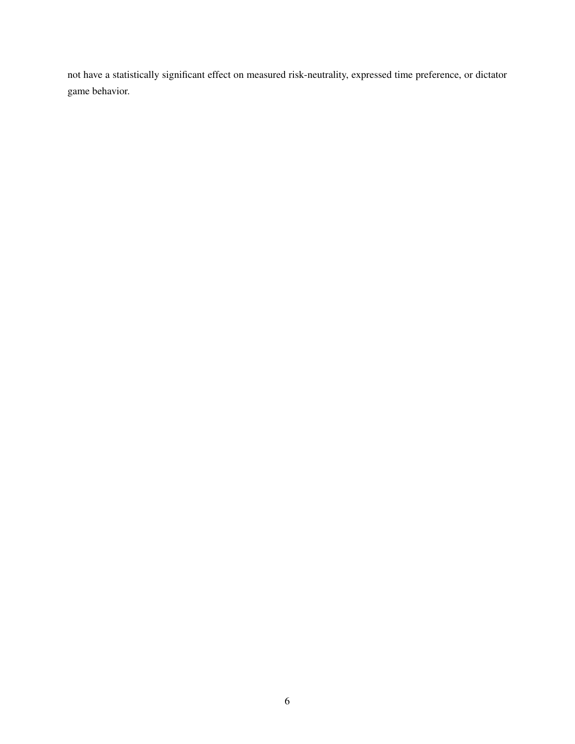not have a statistically significant effect on measured risk-neutrality, expressed time preference, or dictator game behavior.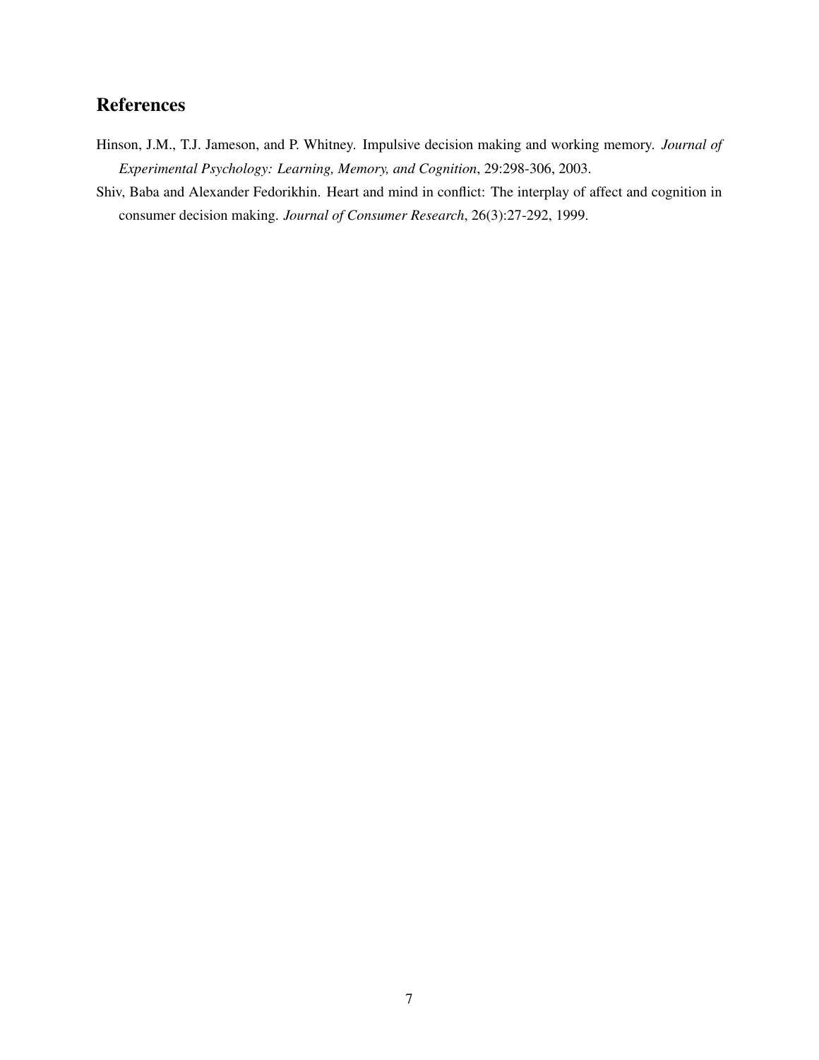## References

Hinson, J.M., T.J. Jameson, and P. Whitney. Impulsive decision making and working memory. *Journal of Experimental Psychology: Learning, Memory, and Cognition*, 29:298-306, 2003.

Shiv, Baba and Alexander Fedorikhin. Heart and mind in conflict: The interplay of affect and cognition in consumer decision making. *Journal of Consumer Research*, 26(3):27-292, 1999.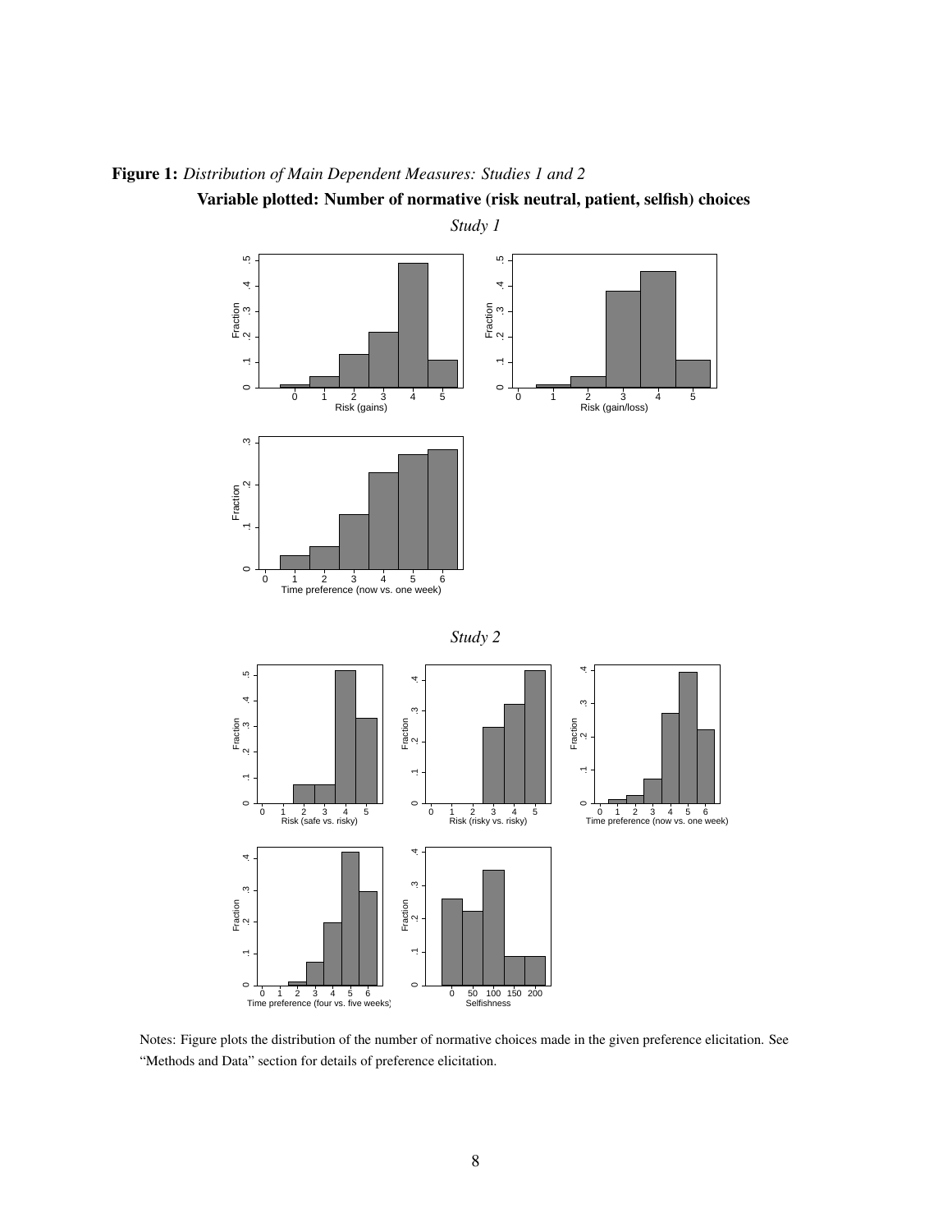**Figure 1:** *Distribution of Main Dependent Measures: Studies 1 and 2*

**Variable plotted: Number of normative (risk neutral, patient, selfish) choices**

*Study 1*

*Study 2*

Notes: Figure plots the distribution of the number of normative choices made in the given preference elicitation. See "Methods and Data" section for details of preference elicitation.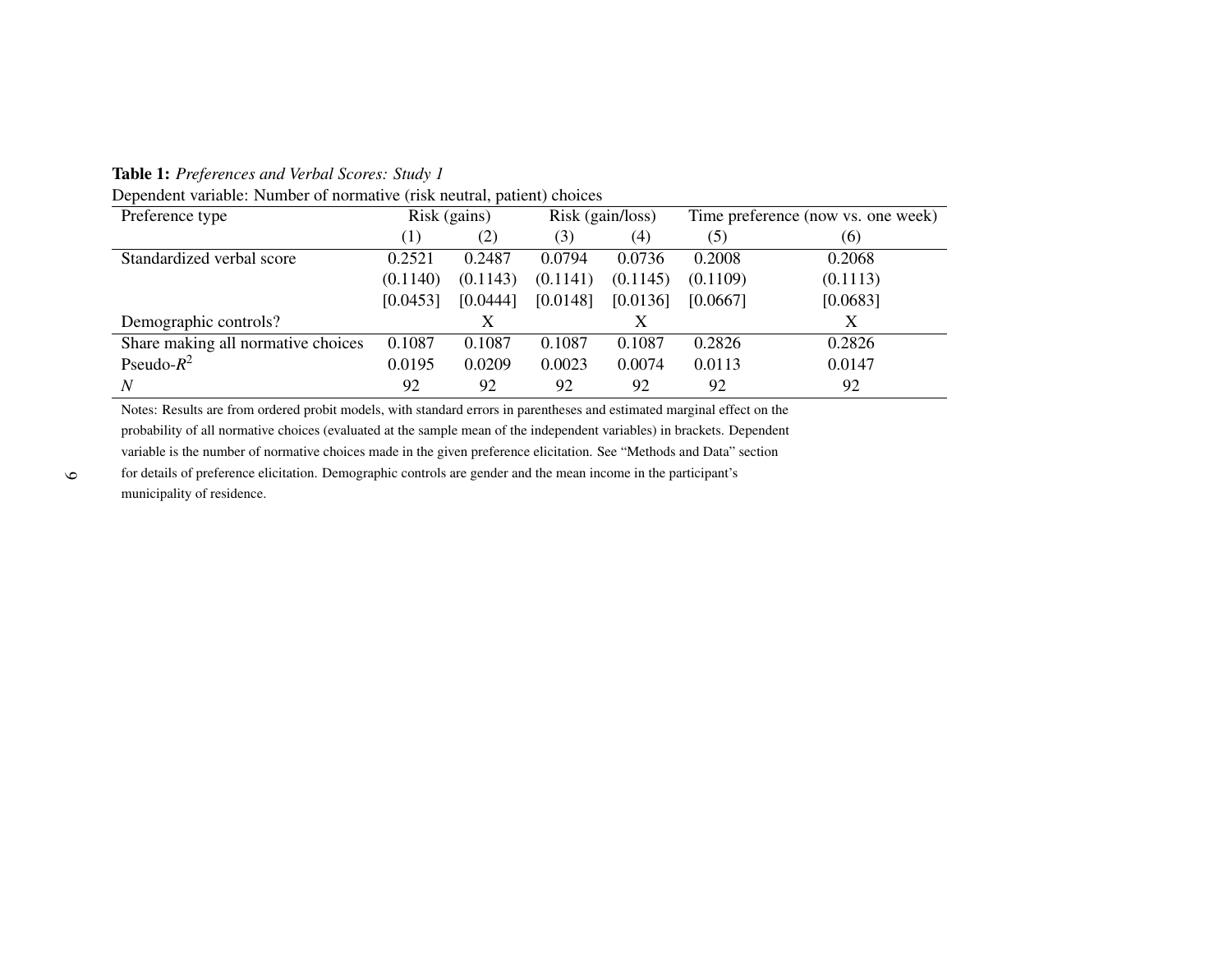**Table 1:** *Preferences and Verbal Scores: Study 1*

Dependent variable: Number of normative (risk neutral, patient) choices

| Preference type | Risk (gains) | | Risk (gain/loss) | | Time preference (now vs. one week) | |
|---|---|---|---|---|---|---|
| | (1) | (2) | (3) | (4) | (5) | (6) |
| Standardized verbal score | 0.2521 | 0.2487 | 0.0794 | 0.0736 | 0.2008 | 0.2068 |
| | (0.1140) | (0.1143) | (0.1141) | (0.1145) | (0.1109) | (0.1113) |
| | [0.0453] | [0.0444] | [0.0148] | [0.0136] | [0.0667] | [0.0683] |
| Demographic controls? | | X | | X | | X |
| Share making all normative choices | 0.1087 | 0.1087 | 0.1087 | 0.1087 | 0.2826 | 0.2826 |
| Pseudo-$R^2$ | 0.0195 | 0.0209 | 0.0023 | 0.0074 | 0.0113 | 0.0147 |
| $N$ | 92 | 92 | 92 | 92 | 92 | 92 |

Notes: Results are from ordered probit models, with standard errors in parentheses and estimated marginal effect on the probability of all normative choices (evaluated at the sample mean of the independent variables) in brackets. Dependent variable is the number of normative choices made in the given preference elicitation. See "Methods and Data" section for details of preference elicitation. Demographic controls are gender and the mean income in the participant's municipality of residence.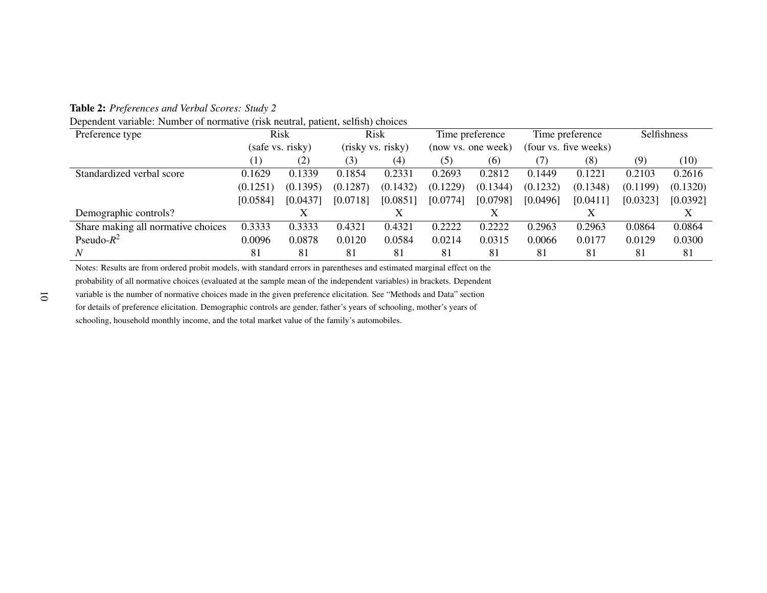**Table 2:** *Preferences and Verbal Scores: Study 2*

Dependent variable: Number of normative (risk neutral, patient, selfish) choices

| Preference type | Risk (safe vs. risky) | | Risk (risky vs. risky) | | Time preference (now vs. one week) | | Time preference (four vs. five weeks) | | Selfishness | |
|---|---|---|---|---|---|---|---|---|---|---|
| | (1) | (2) | (3) | (4) | (5) | (6) | (7) | (8) | (9) | (10) |
| Standardized verbal score | 0.1629 | 0.1339 | 0.1854 | 0.2331 | 0.2693 | 0.2812 | 0.1449 | 0.1221 | 0.2103 | 0.2616 |
| | (0.1251) | (0.1395) | (0.1287) | (0.1432) | (0.1229) | (0.1344) | (0.1232) | (0.1348) | (0.1199) | (0.1320) |
| | [0.0584] | [0.0437] | [0.0718] | [0.0851] | [0.0774] | [0.0798] | [0.0496] | [0.0411] | [0.0323] | [0.0392] |
| Demographic controls? | | X | | X | | X | | X | | X |
| Share making all normative choices | 0.3333 | 0.3333 | 0.4321 | 0.4321 | 0.2222 | 0.2222 | 0.2963 | 0.2963 | 0.0864 | 0.0864 |
| Pseudo-$R^2$ | 0.0096 | 0.0878 | 0.0120 | 0.0584 | 0.0214 | 0.0315 | 0.0066 | 0.0177 | 0.0129 | 0.0300 |
| $N$ | 81 | 81 | 81 | 81 | 81 | 81 | 81 | 81 | 81 | 81 |

Notes: Results are from ordered probit models, with standard errors in parentheses and estimated marginal effect on the probability of all normative choices (evaluated at the sample mean of the independent variables) in brackets. Dependent variable is the number of normative choices made in the given preference elicitation. See "Methods and Data" section for details of preference elicitation. Demographic controls are gender, father's years of schooling, mother's years of schooling, household monthly income, and the total market value of the family's automobiles.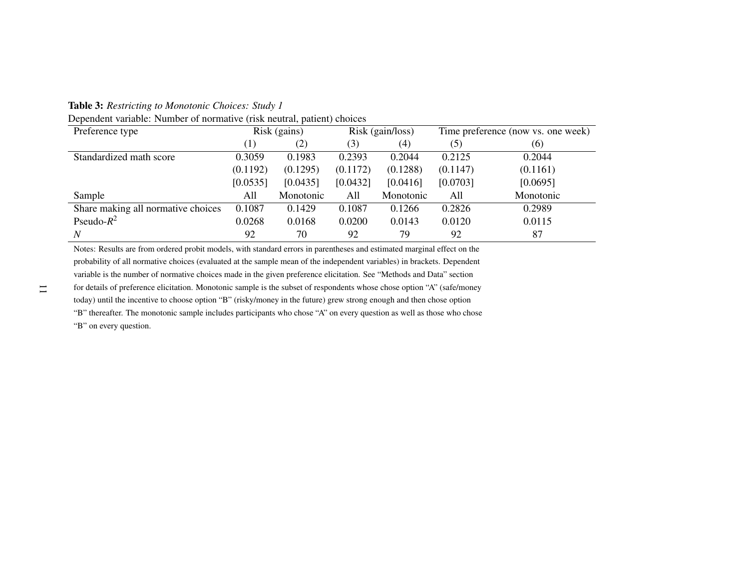**Table 3:** *Restricting to Monotonic Choices: Study 1*

Dependent variable: Number of normative (risk neutral, patient) choices

| Preference type | Risk (gains) | | Risk (gain/loss) | | Time preference (now vs. one week) | |
|---|---|---|---|---|---|---|
| | (1) | (2) | (3) | (4) | (5) | (6) |
| Standardized math score | 0.3059 | 0.1983 | 0.2393 | 0.2044 | 0.2125 | 0.2044 |
| | (0.1192) | (0.1295) | (0.1172) | (0.1288) | (0.1147) | (0.1161) |
| | [0.0535] | [0.0435] | [0.0432] | [0.0416] | [0.0703] | [0.0695] |
| Sample | All | Monotonic | All | Monotonic | All | Monotonic |
| Share making all normative choices | 0.1087 | 0.1429 | 0.1087 | 0.1266 | 0.2826 | 0.2989 |
| Pseudo-$R^2$ | 0.0268 | 0.0168 | 0.0200 | 0.0143 | 0.0120 | 0.0115 |
| *N* | 92 | 70 | 92 | 79 | 92 | 87 |

Notes: Results are from ordered probit models, with standard errors in parentheses and estimated marginal effect on the probability of all normative choices (evaluated at the sample mean of the independent variables) in brackets. Dependent variable is the number of normative choices made in the given preference elicitation. See "Methods and Data" section for details of preference elicitation. Monotonic sample is the subset of respondents whose chose option "A" (safe/money today) until the incentive to choose option "B" (risky/money in the future) grew strong enough and then chose option "B" thereafter. The monotonic sample includes participants who chose "A" on every question as well as those who chose "B" on every question.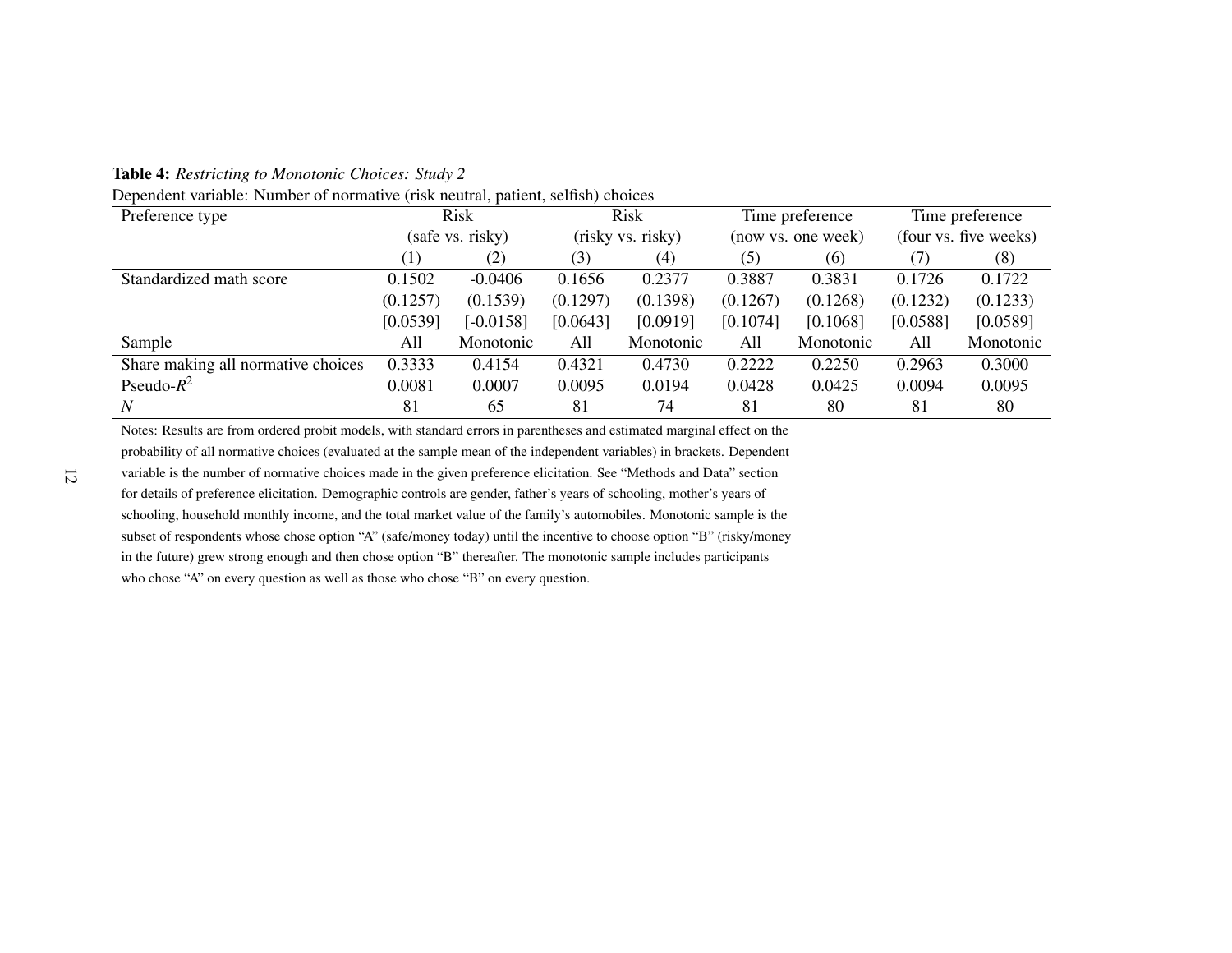**Table 4:** *Restricting to Monotonic Choices: Study 2*

Dependent variable: Number of normative (risk neutral, patient, selfish) choices

| Preference type | Risk (safe vs. risky) | | Risk (risky vs. risky) | | Time preference (now vs. one week) | | Time preference (four vs. five weeks) | |
|---|---|---|---|---|---|---|---|---|
| | (1) | (2) | (3) | (4) | (5) | (6) | (7) | (8) |
| Standardized math score | 0.1502 | -0.0406 | 0.1656 | 0.2377 | 0.3887 | 0.3831 | 0.1726 | 0.1722 |
| | (0.1257) | (0.1539) | (0.1297) | (0.1398) | (0.1267) | (0.1268) | (0.1232) | (0.1233) |
| | [0.0539] | [-0.0158] | [0.0643] | [0.0919] | [0.1074] | [0.1068] | [0.0588] | [0.0589] |
| Sample | All | Monotonic | All | Monotonic | All | Monotonic | All | Monotonic |
| Share making all normative choices | 0.3333 | 0.4154 | 0.4321 | 0.4730 | 0.2222 | 0.2250 | 0.2963 | 0.3000 |
| Pseudo-$R^2$ | 0.0081 | 0.0007 | 0.0095 | 0.0194 | 0.0428 | 0.0425 | 0.0094 | 0.0095 |
| $N$ | 81 | 65 | 81 | 74 | 81 | 80 | 81 | 80 |

Notes: Results are from ordered probit models, with standard errors in parentheses and estimated marginal effect on the probability of all normative choices (evaluated at the sample mean of the independent variables) in brackets. Dependent variable is the number of normative choices made in the given preference elicitation. See "Methods and Data" section for details of preference elicitation. Demographic controls are gender, father's years of schooling, mother's years of schooling, household monthly income, and the total market value of the family's automobiles. Monotonic sample is the subset of respondents whose chose option "A" (safe/money today) until the incentive to choose option "B" (risky/money in the future) grew strong enough and then chose option "B" thereafter. The monotonic sample includes participants who chose "A" on every question as well as those who chose "B" on every question.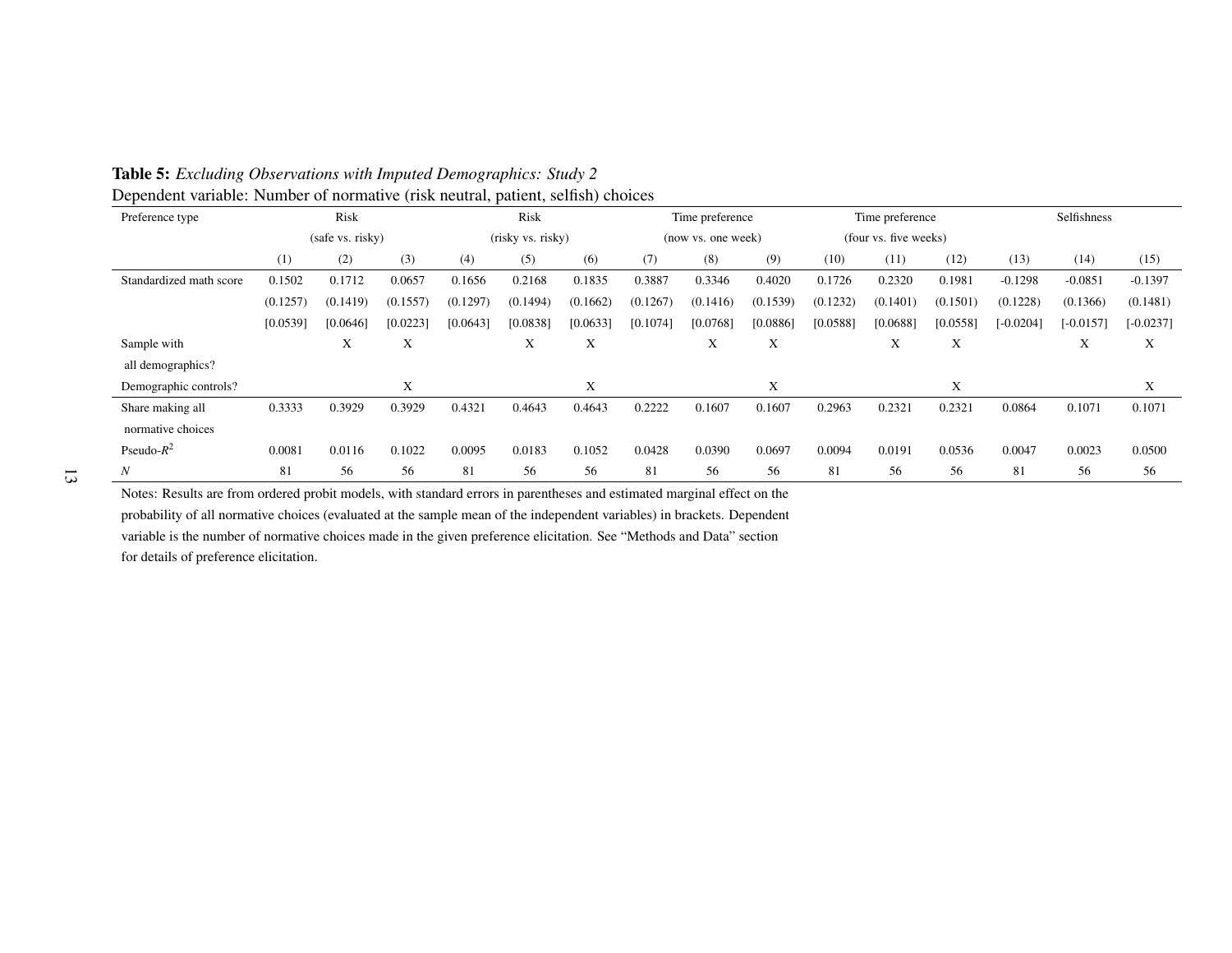**Table 5:** *Excluding Observations with Imputed Demographics: Study 2*

Dependent variable: Number of normative (risk neutral, patient, selfish) choices

| Preference type | Risk (safe vs. risky) | | | Risk (risky vs. risky) | | | Time preference (now vs. one week) | | | Time preference (four vs. five weeks) | | | Selfishness | | |
|---|---|---|---|---|---|---|---|---|---|---|---|---|---|---|---|
| | (1) | (2) | (3) | (4) | (5) | (6) | (7) | (8) | (9) | (10) | (11) | (12) | (13) | (14) | (15) |
| Standardized math score | 0.1502 | 0.1712 | 0.0657 | 0.1656 | 0.2168 | 0.1835 | 0.3887 | 0.3346 | 0.4020 | 0.1726 | 0.2320 | 0.1981 | -0.1298 | -0.0851 | -0.1397 |
| | (0.1257) | (0.1419) | (0.1557) | (0.1297) | (0.1494) | (0.1662) | (0.1267) | (0.1416) | (0.1539) | (0.1232) | (0.1401) | (0.1501) | (0.1228) | (0.1366) | (0.1481) |
| | [0.0539] | [0.0646] | [0.0223] | [0.0643] | [0.0838] | [0.0633] | [0.1074] | [0.0768] | [0.0886] | [0.0588] | [0.0688] | [0.0558] | [-0.0204] | [-0.0157] | [-0.0237] |
| Sample with all demographics? | | X | X | | X | X | | X | X | | X | X | | X | X |
| Demographic controls? | | | X | | | X | | | X | | | X | | | X |
| Share making all normative choices | 0.3333 | 0.3929 | 0.3929 | 0.4321 | 0.4643 | 0.4643 | 0.2222 | 0.1607 | 0.1607 | 0.2963 | 0.2321 | 0.2321 | 0.0864 | 0.1071 | 0.1071 |
| Pseudo-$R^2$ | 0.0081 | 0.0116 | 0.1022 | 0.0095 | 0.0183 | 0.1052 | 0.0428 | 0.0390 | 0.0697 | 0.0094 | 0.0191 | 0.0536 | 0.0047 | 0.0023 | 0.0500 |
| $N$ | 81 | 56 | 56 | 81 | 56 | 56 | 81 | 56 | 56 | 81 | 56 | 56 | 81 | 56 | 56 |

Notes: Results are from ordered probit models, with standard errors in parentheses and estimated marginal effect on the probability of all normative choices (evaluated at the sample mean of the independent variables) in brackets. Dependent variable is the number of normative choices made in the given preference elicitation. See "Methods and Data" section for details of preference elicitation.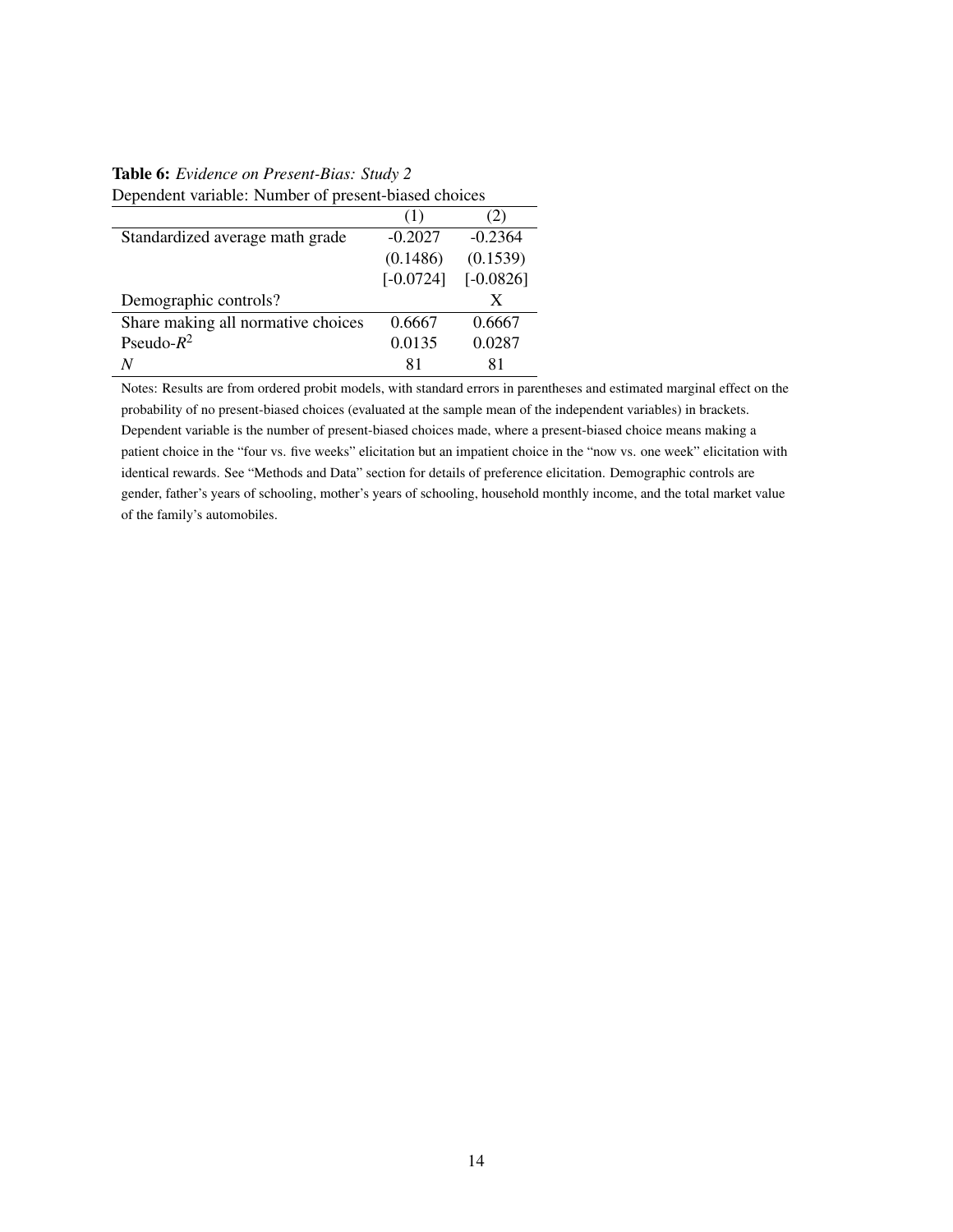**Table 6:** *Evidence on Present-Bias: Study 2*

Dependent variable: Number of present-biased choices

| | (1) | (2) |
|---|---|---|
| Standardized average math grade | -0.2027 | -0.2364 |
| | (0.1486) | (0.1539) |
| | [-0.0724] | [-0.0826] |
| Demographic controls? | | X |
| Share making all normative choices | 0.6667 | 0.6667 |
| Pseudo-$R^2$ | 0.0135 | 0.0287 |
| $N$ | 81 | 81 |

Notes: Results are from ordered probit models, with standard errors in parentheses and estimated marginal effect on the probability of no present-biased choices (evaluated at the sample mean of the independent variables) in brackets. Dependent variable is the number of present-biased choices made, where a present-biased choice means making a patient choice in the "four vs. five weeks" elicitation but an impatient choice in the "now vs. one week" elicitation with identical rewards. See "Methods and Data" section for details of preference elicitation. Demographic controls are gender, father's years of schooling, mother's years of schooling, household monthly income, and the total market value of the family's automobiles.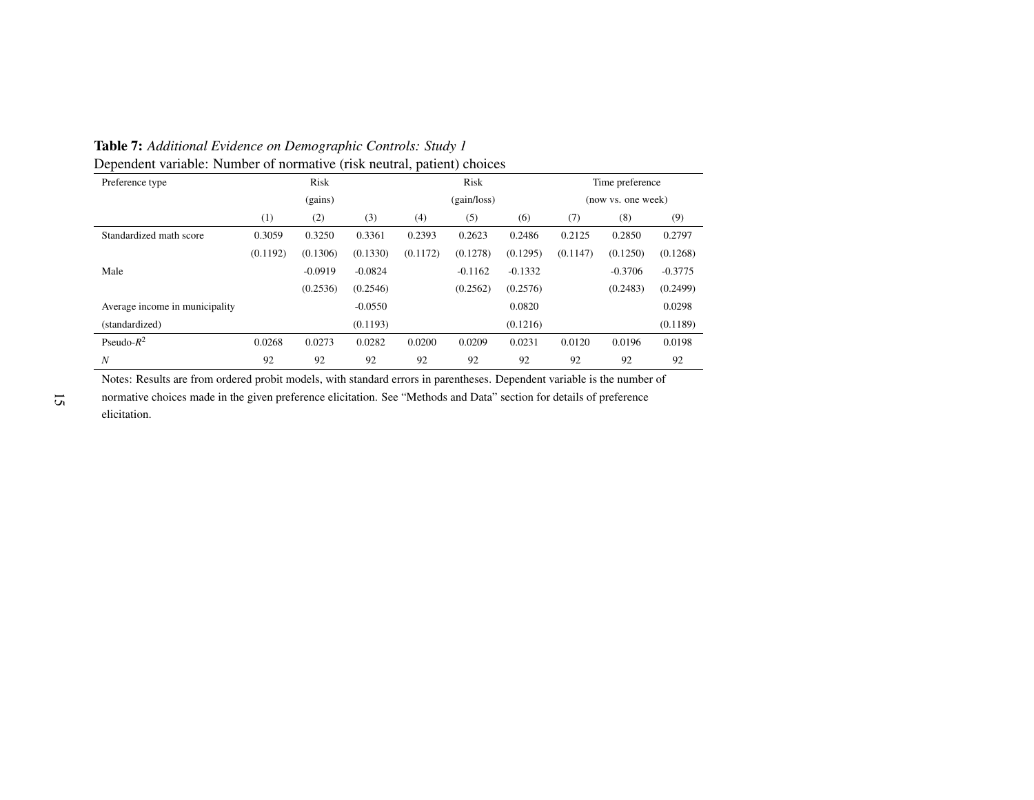**Table 7:** *Additional Evidence on Demographic Controls: Study 1*

Dependent variable: Number of normative (risk neutral, patient) choices

| Preference type | Risk (gains) | | | Risk (gain/loss) | | | Time preference (now vs. one week) | | |
|---|---|---|---|---|---|---|---|---|---|
| | (1) | (2) | (3) | (4) | (5) | (6) | (7) | (8) | (9) |
| Standardized math score | 0.3059 | 0.3250 | 0.3361 | 0.2393 | 0.2623 | 0.2486 | 0.2125 | 0.2850 | 0.2797 |
| | (0.1192) | (0.1306) | (0.1330) | (0.1172) | (0.1278) | (0.1295) | (0.1147) | (0.1250) | (0.1268) |
| Male | | -0.0919 | -0.0824 | | -0.1162 | -0.1332 | | -0.3706 | -0.3775 |
| | | (0.2536) | (0.2546) | | (0.2562) | (0.2576) | | (0.2483) | (0.2499) |
| Average income in municipality | | | -0.0550 | | | 0.0820 | | | 0.0298 |
| (standardized) | | | (0.1193) | | | (0.1216) | | | (0.1189) |
| Pseudo-$R^2$ | 0.0268 | 0.0273 | 0.0282 | 0.0200 | 0.0209 | 0.0231 | 0.0120 | 0.0196 | 0.0198 |
| $N$ | 92 | 92 | 92 | 92 | 92 | 92 | 92 | 92 | 92 |

Notes: Results are from ordered probit models, with standard errors in parentheses. Dependent variable is the number of normative choices made in the given preference elicitation. See "Methods and Data" section for details of preference elicitation.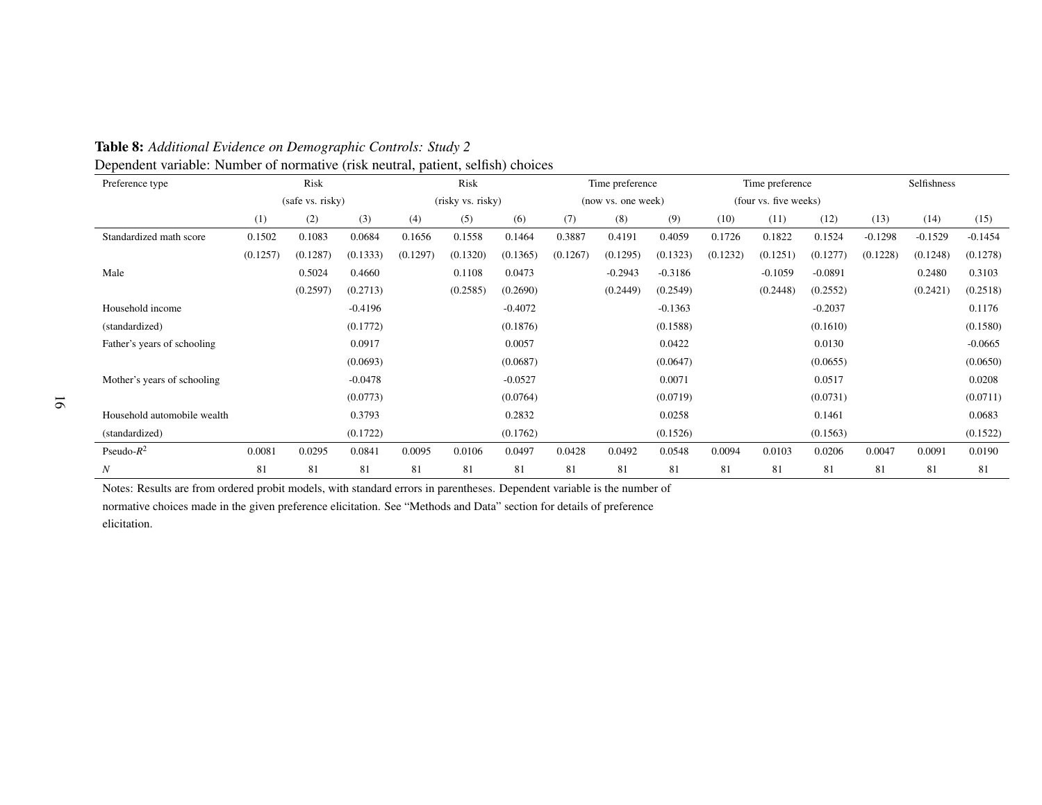**Table 8:** *Additional Evidence on Demographic Controls: Study 2*

Dependent variable: Number of normative (risk neutral, patient, selfish) choices

| Preference type | Risk (safe vs. risky) | | | Risk (risky vs. risky) | | | Time preference (now vs. one week) | | | Time preference (four vs. five weeks) | | | Selfishness | | |
|---|---|---|---|---|---|---|---|---|---|---|---|---|---|---|---|
| | (1) | (2) | (3) | (4) | (5) | (6) | (7) | (8) | (9) | (10) | (11) | (12) | (13) | (14) | (15) |
| Standardized math score | 0.1502 | 0.1083 | 0.0684 | 0.1656 | 0.1558 | 0.1464 | 0.3887 | 0.4191 | 0.4059 | 0.1726 | 0.1822 | 0.1524 | -0.1298 | -0.1529 | -0.1454 |
| | (0.1257) | (0.1287) | (0.1333) | (0.1297) | (0.1320) | (0.1365) | (0.1267) | (0.1295) | (0.1323) | (0.1232) | (0.1251) | (0.1277) | (0.1228) | (0.1248) | (0.1278) |
| Male | | 0.5024 | 0.4660 | | 0.1108 | 0.0473 | | -0.2943 | -0.3186 | | -0.1059 | -0.0891 | | 0.2480 | 0.3103 |
| | | (0.2597) | (0.2713) | | (0.2585) | (0.2690) | | (0.2449) | (0.2549) | | (0.2448) | (0.2552) | | (0.2421) | (0.2518) |
| Household income | | | -0.4196 | | | -0.4072 | | | -0.1363 | | | -0.2037 | | | 0.1176 |
| (standardized) | | | (0.1772) | | | (0.1876) | | | (0.1588) | | | (0.1610) | | | (0.1580) |
| Father's years of schooling | | | 0.0917 | | | 0.0057 | | | 0.0422 | | | 0.0130 | | | -0.0665 |
| | | | (0.0693) | | | (0.0687) | | | (0.0647) | | | (0.0655) | | | (0.0650) |
| Mother's years of schooling | | | -0.0478 | | | -0.0527 | | | 0.0071 | | | 0.0517 | | | 0.0208 |
| | | | (0.0773) | | | (0.0764) | | | (0.0719) | | | (0.0731) | | | (0.0711) |
| Household automobile wealth | | | 0.3793 | | | 0.2832 | | | 0.0258 | | | 0.1461 | | | 0.0683 |
| (standardized) | | | (0.1722) | | | (0.1762) | | | (0.1526) | | | (0.1563) | | | (0.1522) |
| Pseudo-$R^2$ | 0.0081 | 0.0295 | 0.0841 | 0.0095 | 0.0106 | 0.0497 | 0.0428 | 0.0492 | 0.0548 | 0.0094 | 0.0103 | 0.0206 | 0.0047 | 0.0091 | 0.0190 |
| $N$ | 81 | 81 | 81 | 81 | 81 | 81 | 81 | 81 | 81 | 81 | 81 | 81 | 81 | 81 | 81 |

Notes: Results are from ordered probit models, with standard errors in parentheses. Dependent variable is the number of normative choices made in the given preference elicitation. See "Methods and Data" section for details of preference elicitation.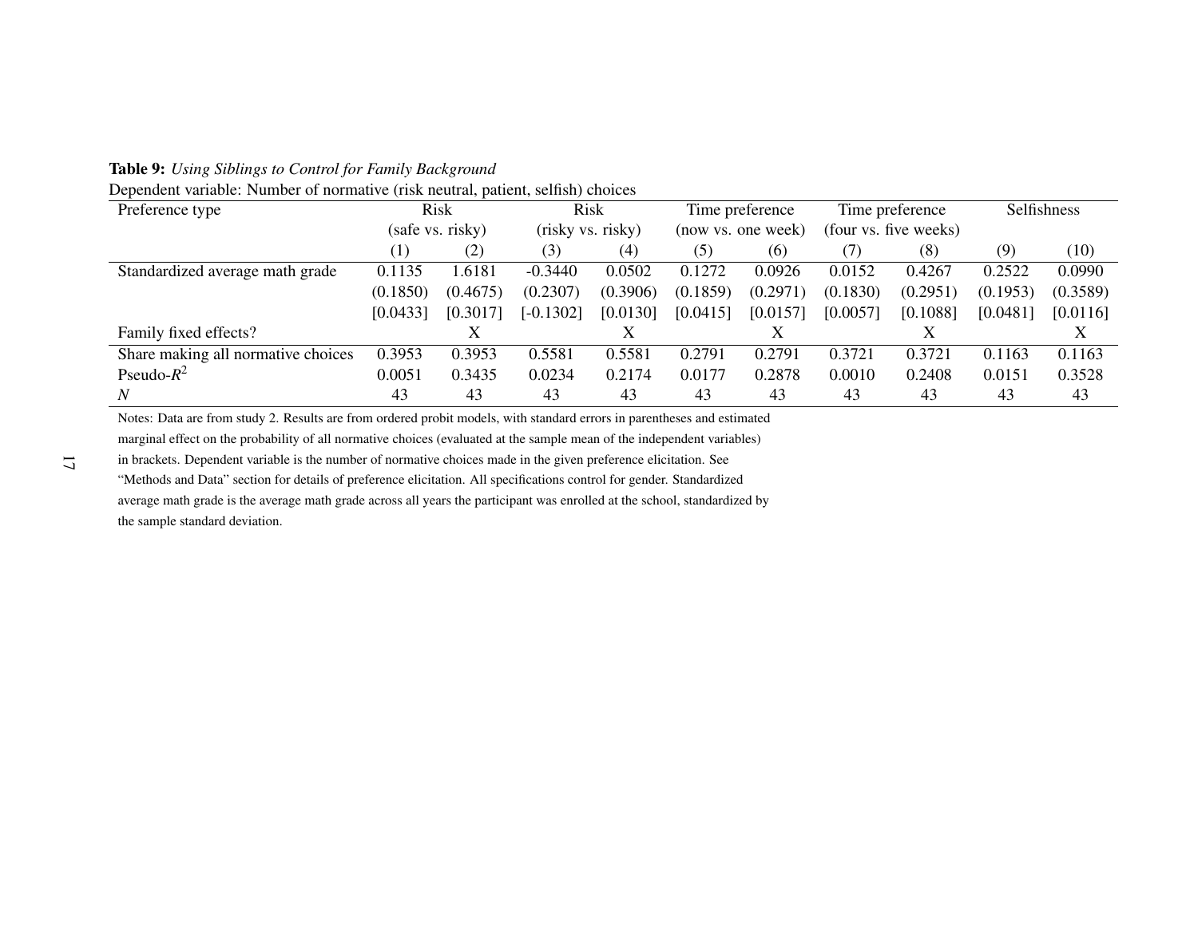**Table 9:** *Using Siblings to Control for Family Background*

Dependent variable: Number of normative (risk neutral, patient, selfish) choices

| Preference type | Risk (safe vs. risky) | | Risk (risky vs. risky) | | Time preference (now vs. one week) | | Time preference (four vs. five weeks) | | Selfishness | |
|---|---|---|---|---|---|---|---|---|---|---|
| | (1) | (2) | (3) | (4) | (5) | (6) | (7) | (8) | (9) | (10) |
| Standardized average math grade | 0.1135 | 1.6181 | -0.3440 | 0.0502 | 0.1272 | 0.0926 | 0.0152 | 0.4267 | 0.2522 | 0.0990 |
| | (0.1850) | (0.4675) | (0.2307) | (0.3906) | (0.1859) | (0.2971) | (0.1830) | (0.2951) | (0.1953) | (0.3589) |
| | [0.0433] | [0.3017] | [-0.1302] | [0.0130] | [0.0415] | [0.0157] | [0.0057] | [0.1088] | [0.0481] | [0.0116] |
| Family fixed effects? | | X | | X | | X | | X | | X |
| Share making all normative choices | 0.3953 | 0.3953 | 0.5581 | 0.5581 | 0.2791 | 0.2791 | 0.3721 | 0.3721 | 0.1163 | 0.1163 |
| Pseudo-$R^2$ | 0.0051 | 0.3435 | 0.0234 | 0.2174 | 0.0177 | 0.2878 | 0.0010 | 0.2408 | 0.0151 | 0.3528 |
| $N$ | 43 | 43 | 43 | 43 | 43 | 43 | 43 | 43 | 43 | 43 |

Notes: Data are from study 2. Results are from ordered probit models, with standard errors in parentheses and estimated marginal effect on the probability of all normative choices (evaluated at the sample mean of the independent variables) in brackets. Dependent variable is the number of normative choices made in the given preference elicitation. See "Methods and Data" section for details of preference elicitation. All specifications control for gender. Standardized average math grade is the average math grade across all years the participant was enrolled at the school, standardized by the sample standard deviation.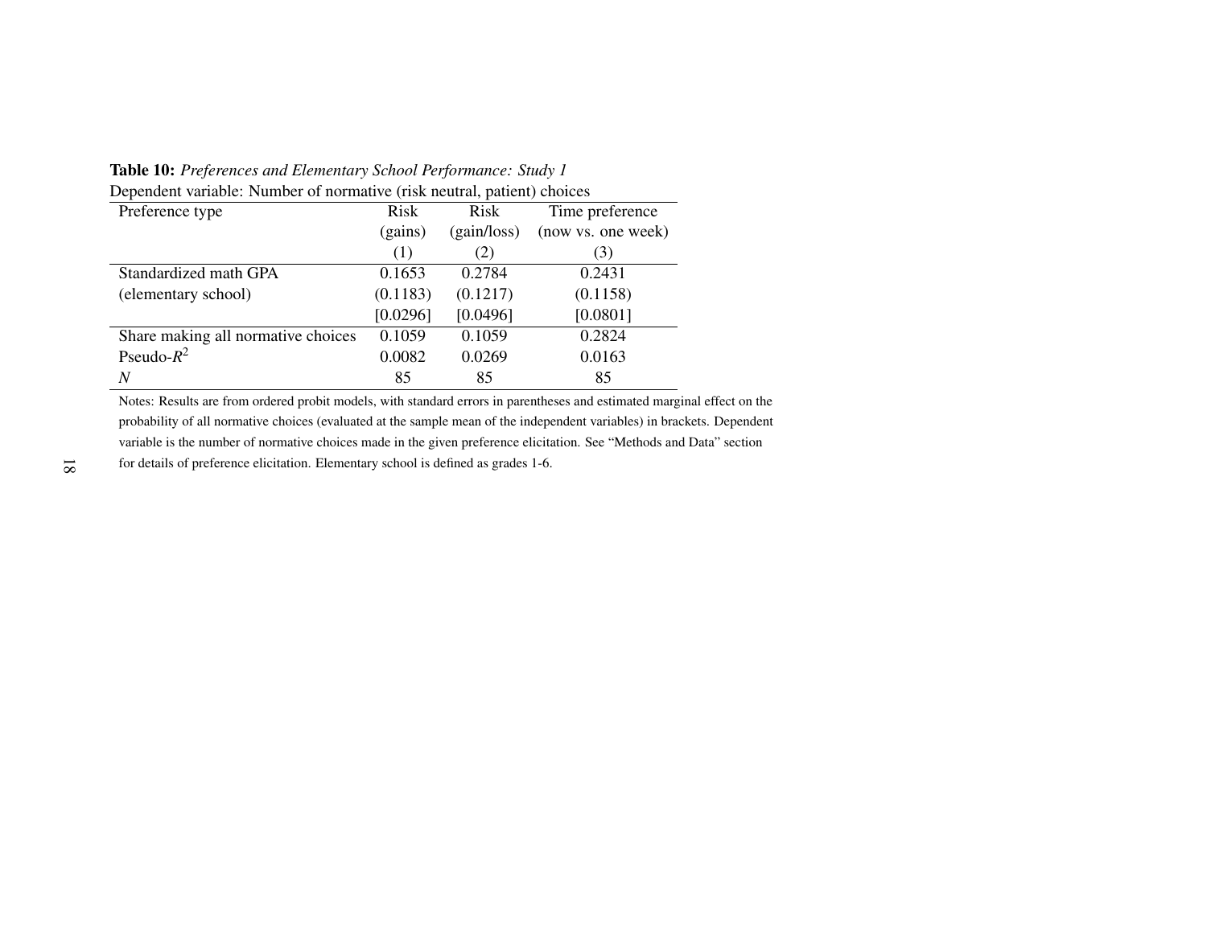**Table 10:** *Preferences and Elementary School Performance: Study 1*

Dependent variable: Number of normative (risk neutral, patient) choices

| Preference type | Risk (gains) (1) | Risk (gain/loss) (2) | Time preference (now vs. one week) (3) |
|---|---|---|---|
| Standardized math GPA | 0.1653 | 0.2784 | 0.2431 |
| (elementary school) | (0.1183) | (0.1217) | (0.1158) |
| | [0.0296] | [0.0496] | [0.0801] |
| Share making all normative choices | 0.1059 | 0.1059 | 0.2824 |
| Pseudo-$R^2$ | 0.0082 | 0.0269 | 0.0163 |
| $N$ | 85 | 85 | 85 |

Notes: Results are from ordered probit models, with standard errors in parentheses and estimated marginal effect on the probability of all normative choices (evaluated at the sample mean of the independent variables) in brackets. Dependent variable is the number of normative choices made in the given preference elicitation. See "Methods and Data" section for details of preference elicitation. Elementary school is defined as grades 1-6.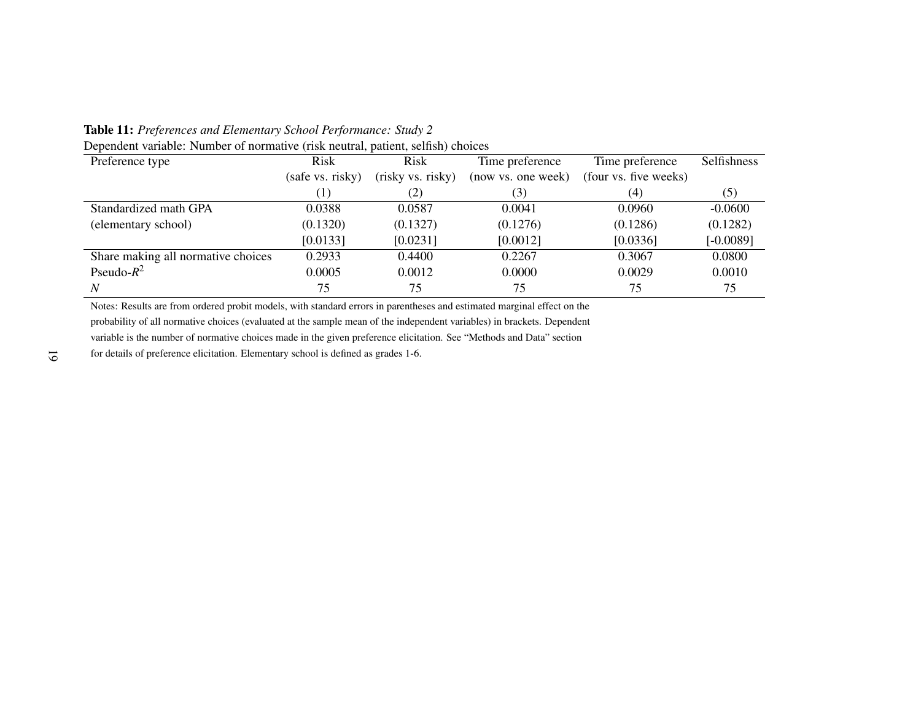**Table 11:** *Preferences and Elementary School Performance: Study 2*

Dependent variable: Number of normative (risk neutral, patient, selfish) choices

| Preference type | Risk (safe vs. risky) | Risk (risky vs. risky) | Time preference (now vs. one week) | Time preference (four vs. five weeks) | Selfishness |
|---|---|---|---|---|---|
| | (1) | (2) | (3) | (4) | (5) |
| Standardized math GPA | 0.0388 | 0.0587 | 0.0041 | 0.0960 | -0.0600 |
| (elementary school) | (0.1320) | (0.1327) | (0.1276) | (0.1286) | (0.1282) |
| | [0.0133] | [0.0231] | [0.0012] | [0.0336] | [-0.0089] |
| Share making all normative choices | 0.2933 | 0.4400 | 0.2267 | 0.3067 | 0.0800 |
| Pseudo-$R^2$ | 0.0005 | 0.0012 | 0.0000 | 0.0029 | 0.0010 |
| $N$ | 75 | 75 | 75 | 75 | 75 |

Notes: Results are from ordered probit models, with standard errors in parentheses and estimated marginal effect on the probability of all normative choices (evaluated at the sample mean of the independent variables) in brackets. Dependent variable is the number of normative choices made in the given preference elicitation. See "Methods and Data" section for details of preference elicitation. Elementary school is defined as grades 1-6.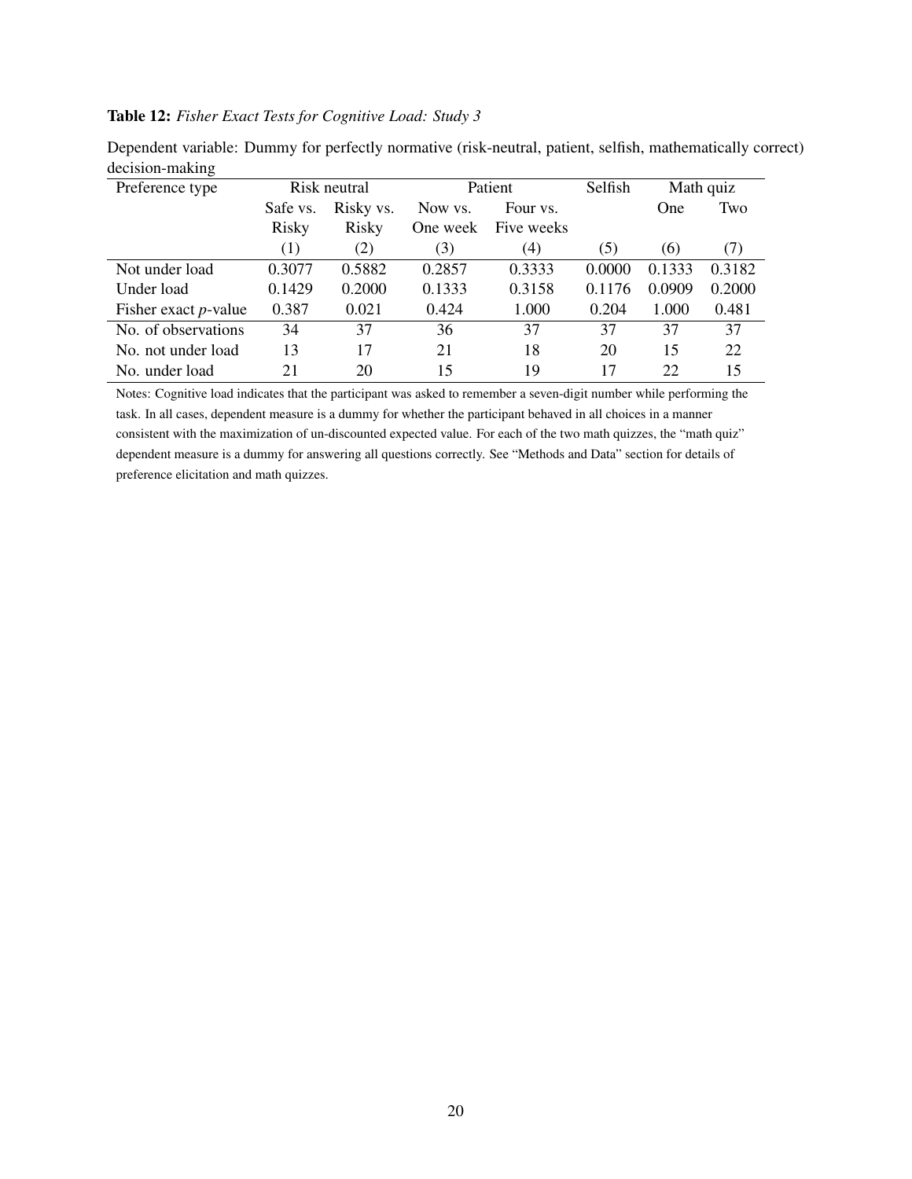**Table 12:** *Fisher Exact Tests for Cognitive Load: Study 3*

Dependent variable: Dummy for perfectly normative (risk-neutral, patient, selfish, mathematically correct) decision-making

| Preference type | Risk neutral | | Patient | | Selfish | Math quiz | |
|---|---|---|---|---|---|---|---|
| | Safe vs. Risky | Risky vs. Risky | Now vs. One week | Four vs. Five weeks | | One | Two |
| | (1) | (2) | (3) | (4) | (5) | (6) | (7) |
| Not under load | 0.3077 | 0.5882 | 0.2857 | 0.3333 | 0.0000 | 0.1333 | 0.3182 |
| Under load | 0.1429 | 0.2000 | 0.1333 | 0.3158 | 0.1176 | 0.0909 | 0.2000 |
| Fisher exact *p*-value | 0.387 | 0.021 | 0.424 | 1.000 | 0.204 | 1.000 | 0.481 |
| No. of observations | 34 | 37 | 36 | 37 | 37 | 37 | 37 |
| No. not under load | 13 | 17 | 21 | 18 | 20 | 15 | 22 |
| No. under load | 21 | 20 | 15 | 19 | 17 | 22 | 15 |

Notes: Cognitive load indicates that the participant was asked to remember a seven-digit number while performing the task. In all cases, dependent measure is a dummy for whether the participant behaved in all choices in a manner consistent with the maximization of un-discounted expected value. For each of the two math quizzes, the "math quiz" dependent measure is a dummy for answering all questions correctly. See "Methods and Data" section for details of preference elicitation and math quizzes.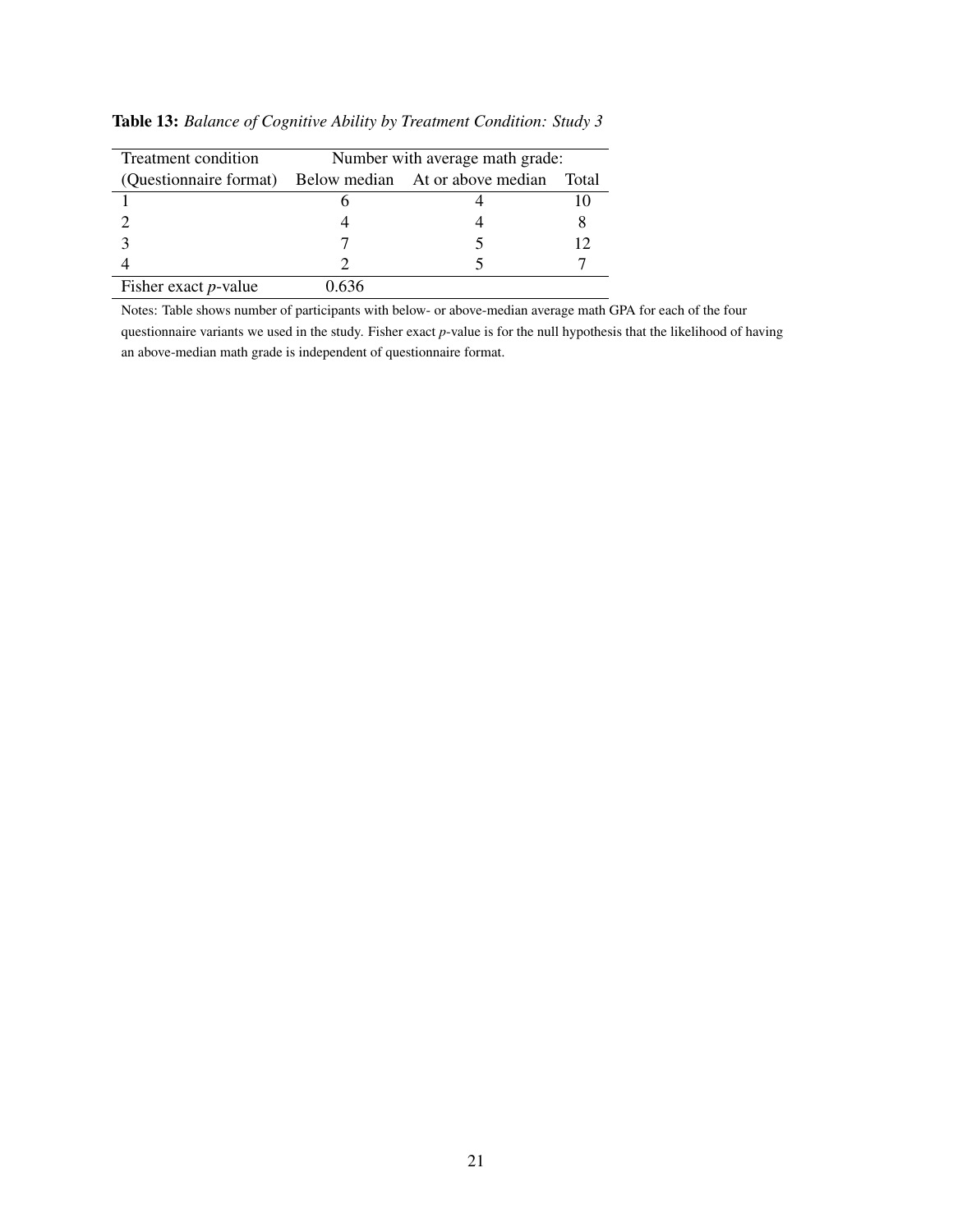**Table 13:** *Balance of Cognitive Ability by Treatment Condition: Study 3*

| Treatment condition | Number with average math grade: | | |
|---|---|---|---|
| (Questionnaire format) | Below median | At or above median | Total |
| 1 | 6 | 4 | 10 |
| 2 | 4 | 4 | 8 |
| 3 | 7 | 5 | 12 |
| 4 | 2 | 5 | 7 |
| Fisher exact *p*-value | 0.636 | | |

Notes: Table shows number of participants with below- or above-median average math GPA for each of the four questionnaire variants we used in the study. Fisher exact *p*-value is for the null hypothesis that the likelihood of having an above-median math grade is independent of questionnaire format.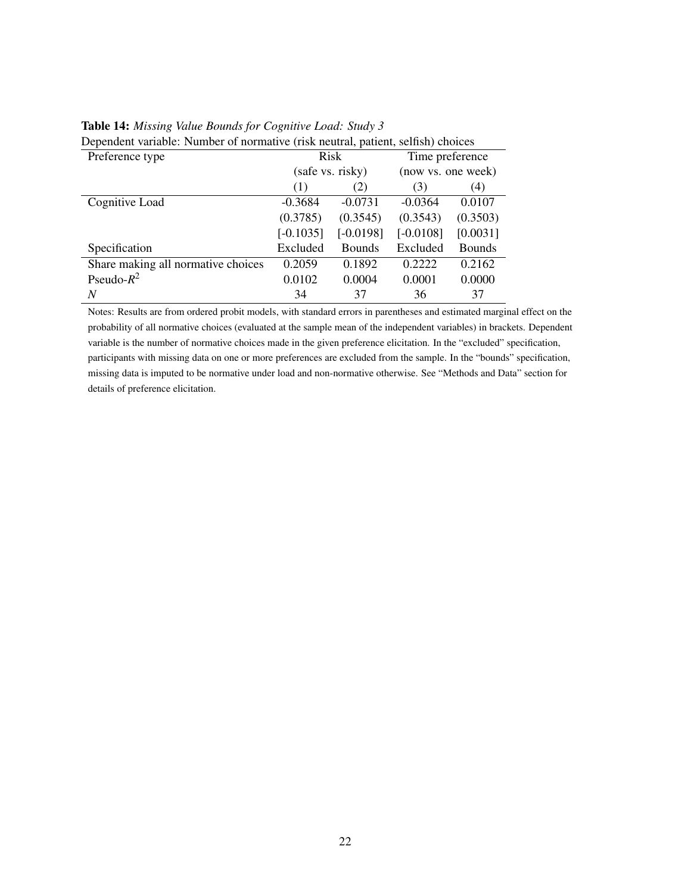**Table 14:** *Missing Value Bounds for Cognitive Load: Study 3*

Dependent variable: Number of normative (risk neutral, patient, selfish) choices

| Preference type | Risk (safe vs. risky) | | Time preference (now vs. one week) | |
|---|---|---|---|---|
| | (1) | (2) | (3) | (4) |
| Cognitive Load | -0.3684 | -0.0731 | -0.0364 | 0.0107 |
| | (0.3785) | (0.3545) | (0.3543) | (0.3503) |
| | [-0.1035] | [-0.0198] | [-0.0108] | [0.0031] |
| Specification | Excluded | Bounds | Excluded | Bounds |
| Share making all normative choices | 0.2059 | 0.1892 | 0.2222 | 0.2162 |
| Pseudo-$R^2$ | 0.0102 | 0.0004 | 0.0001 | 0.0000 |
| $N$ | 34 | 37 | 36 | 37 |

Notes: Results are from ordered probit models, with standard errors in parentheses and estimated marginal effect on the probability of all normative choices (evaluated at the sample mean of the independent variables) in brackets. Dependent variable is the number of normative choices made in the given preference elicitation. In the "excluded" specification, participants with missing data on one or more preferences are excluded from the sample. In the "bounds" specification, missing data is imputed to be normative under load and non-normative otherwise. See "Methods and Data" section for details of preference elicitation.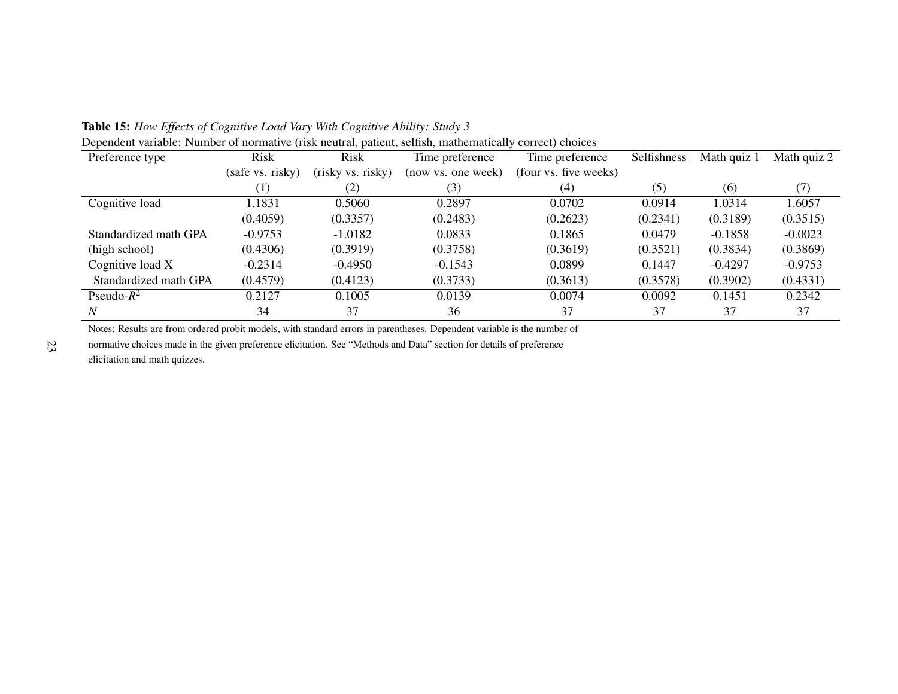**Table 15:** *How Effects of Cognitive Load Vary With Cognitive Ability: Study 3*

Dependent variable: Number of normative (risk neutral, patient, selfish, mathematically correct) choices

| Preference type | Risk (safe vs. risky) | Risk (risky vs. risky) | Time preference (now vs. one week) | Time preference (four vs. five weeks) | Selfishness | Math quiz 1 | Math quiz 2 |
|---|---|---|---|---|---|---|---|
| | (1) | (2) | (3) | (4) | (5) | (6) | (7) |
| Cognitive load | 1.1831 | 0.5060 | 0.2897 | 0.0702 | 0.0914 | 1.0314 | 1.6057 |
| | (0.4059) | (0.3357) | (0.2483) | (0.2623) | (0.2341) | (0.3189) | (0.3515) |
| Standardized math GPA | -0.9753 | -1.0182 | 0.0833 | 0.1865 | 0.0479 | -0.1858 | -0.0023 |
| (high school) | (0.4306) | (0.3919) | (0.3758) | (0.3619) | (0.3521) | (0.3834) | (0.3869) |
| Cognitive load X | -0.2314 | -0.4950 | -0.1543 | 0.0899 | 0.1447 | -0.4297 | -0.9753 |
| Standardized math GPA | (0.4579) | (0.4123) | (0.3733) | (0.3613) | (0.3578) | (0.3902) | (0.4331) |
| Pseudo-$R^2$ | 0.2127 | 0.1005 | 0.0139 | 0.0074 | 0.0092 | 0.1451 | 0.2342 |
| $N$ | 34 | 37 | 36 | 37 | 37 | 37 | 37 |

Notes: Results are from ordered probit models, with standard errors in parentheses. Dependent variable is the number of normative choices made in the given preference elicitation. See "Methods and Data" section for details of preference elicitation and math quizzes.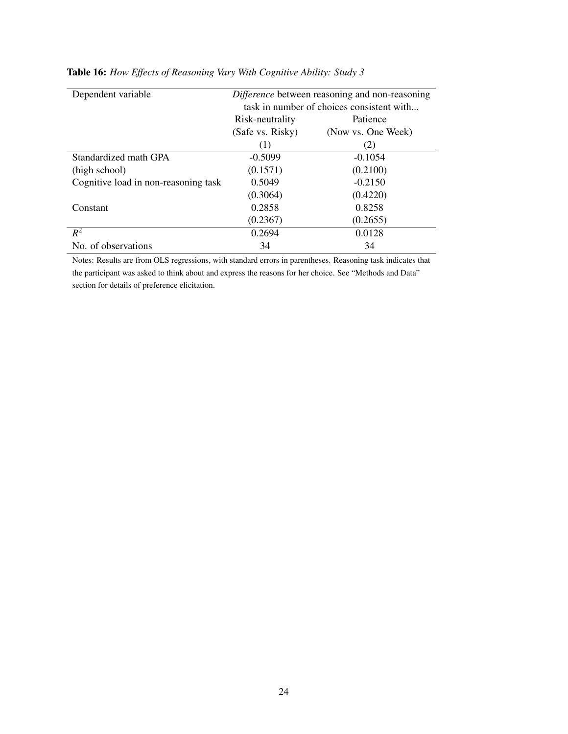**Table 16:** *How Effects of Reasoning Vary With Cognitive Ability: Study 3*

| Dependent variable | *Difference* between reasoning and non-reasoning task in number of choices consistent with... | |
|---|---|---|
| | Risk-neutrality (Safe vs. Risky) | Patience (Now vs. One Week) |
| | (1) | (2) |
| Standardized math GPA | -0.5099 | -0.1054 |
| (high school) | (0.1571) | (0.2100) |
| Cognitive load in non-reasoning task | 0.5049 | -0.2150 |
| | (0.3064) | (0.4220) |
| Constant | 0.2858 | 0.8258 |
| | (0.2367) | (0.2655) |
| $R^2$ | 0.2694 | 0.0128 |
| No. of observations | 34 | 34 |

Notes: Results are from OLS regressions, with standard errors in parentheses. Reasoning task indicates that the participant was asked to think about and express the reasons for her choice. See "Methods and Data" section for details of preference elicitation.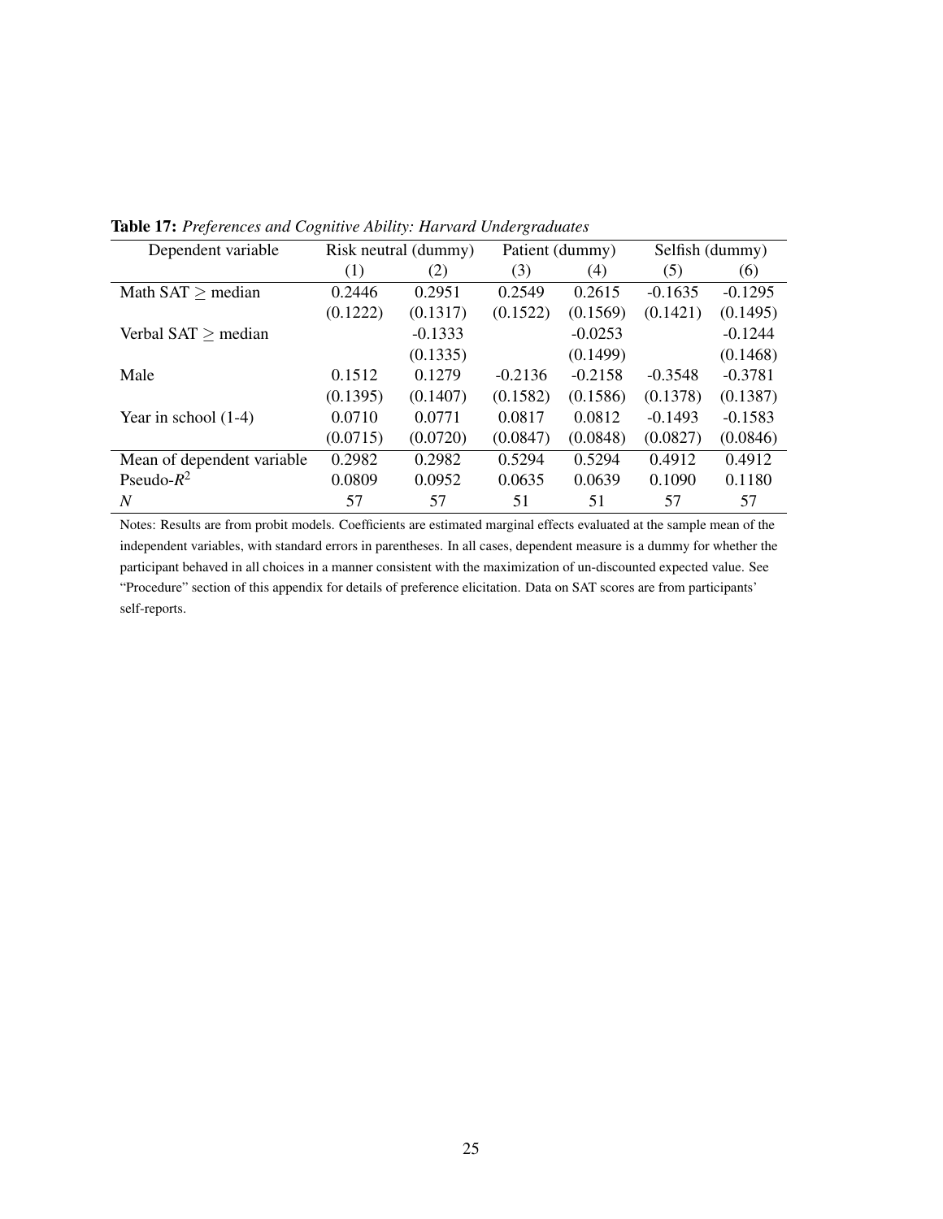**Table 17:** *Preferences and Cognitive Ability: Harvard Undergraduates*

| Dependent variable | Risk neutral (dummy) | | Patient (dummy) | | Selfish (dummy) | |
|---|---|---|---|---|---|---|
| | (1) | (2) | (3) | (4) | (5) | (6) |
| Math SAT $\geq$ median | 0.2446 | 0.2951 | 0.2549 | 0.2615 | -0.1635 | -0.1295 |
| | (0.1222) | (0.1317) | (0.1522) | (0.1569) | (0.1421) | (0.1495) |
| Verbal SAT $\geq$ median | | -0.1333 | | -0.0253 | | -0.1244 |
| | | (0.1335) | | (0.1499) | | (0.1468) |
| Male | 0.1512 | 0.1279 | -0.2136 | -0.2158 | -0.3548 | -0.3781 |
| | (0.1395) | (0.1407) | (0.1582) | (0.1586) | (0.1378) | (0.1387) |
| Year in school (1-4) | 0.0710 | 0.0771 | 0.0817 | 0.0812 | -0.1493 | -0.1583 |
| | (0.0715) | (0.0720) | (0.0847) | (0.0848) | (0.0827) | (0.0846) |
| Mean of dependent variable | 0.2982 | 0.2982 | 0.5294 | 0.5294 | 0.4912 | 0.4912 |
| Pseudo-$R^2$ | 0.0809 | 0.0952 | 0.0635 | 0.0639 | 0.1090 | 0.1180 |
| $N$ | 57 | 57 | 51 | 51 | 57 | 57 |

Notes: Results are from probit models. Coefficients are estimated marginal effects evaluated at the sample mean of the independent variables, with standard errors in parentheses. In all cases, dependent measure is a dummy for whether the participant behaved in all choices in a manner consistent with the maximization of un-discounted expected value. See "Procedure" section of this appendix for details of preference elicitation. Data on SAT scores are from participants' self-reports.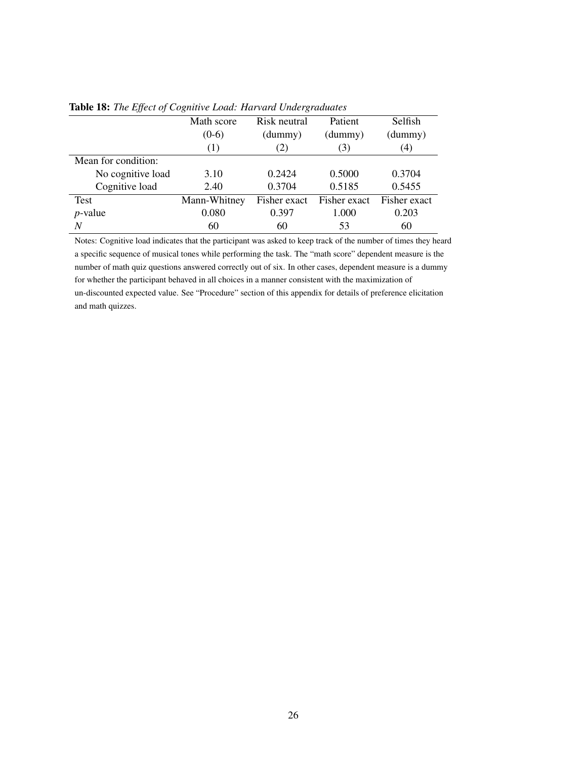**Table 18:** *The Effect of Cognitive Load: Harvard Undergraduates*

| | Math score (0-6) (1) | Risk neutral (dummy) (2) | Patient (dummy) (3) | Selfish (dummy) (4) |
|---|---|---|---|---|
| Mean for condition: | | | | |
| No cognitive load | 3.10 | 0.2424 | 0.5000 | 0.3704 |
| Cognitive load | 2.40 | 0.3704 | 0.5185 | 0.5455 |
| Test | Mann-Whitney | Fisher exact | Fisher exact | Fisher exact |
| $p$-value | 0.080 | 0.397 | 1.000 | 0.203 |
| $N$ | 60 | 60 | 53 | 60 |

Notes: Cognitive load indicates that the participant was asked to keep track of the number of times they heard a specific sequence of musical tones while performing the task. The "math score" dependent measure is the number of math quiz questions answered correctly out of six. In other cases, dependent measure is a dummy for whether the participant behaved in all choices in a manner consistent with the maximization of un-discounted expected value. See "Procedure" section of this appendix for details of preference elicitation and math quizzes.